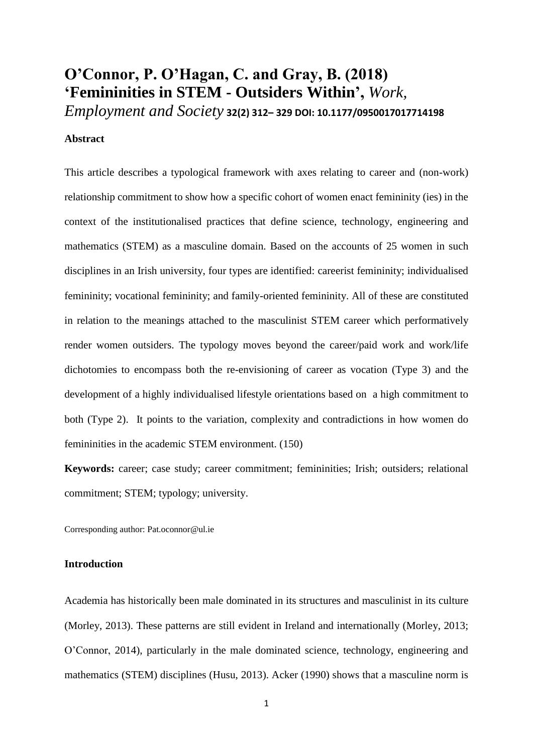# O'Connor, P. O'Hagan, C. and Gray, B. (2018) 'Femininities in STEM - Outsiders Within', *Work, Employment and Society* 32(2) 312– 329 DOI: 10.1177/0950017017714198

**Abstract**

This article describes a typological framework with axes relating to career and (non-work) relationship commitment to show how a specific cohort of women enact femininity (ies) in the context of the institutionalised practices that define science, technology, engineering and mathematics (STEM) as a masculine domain. Based on the accounts of 25 women in such disciplines in an Irish university, four types are identified: careerist femininity; individualised femininity; vocational femininity; and family-oriented femininity. All of these are constituted in relation to the meanings attached to the masculinist STEM career which performatively render women outsiders. The typology moves beyond the career/paid work and work/life dichotomies to encompass both the re-envisioning of career as vocation (Type 3) and the development of a highly individualised lifestyle orientations based on a high commitment to both (Type 2). It points to the variation, complexity and contradictions in how women do femininities in the academic STEM environment. (150)

**Keywords:** career; case study; career commitment; femininities; Irish; outsiders; relational commitment; STEM; typology; university.

Corresponding author: Pat.oconnor@ul.ie

**Introduction**

Academia has historically been male dominated in its structures and masculinist in its culture (Morley, 2013). These patterns are still evident in Ireland and internationally (Morley, 2013; O'Connor, 2014), particularly in the male dominated science, technology, engineering and mathematics (STEM) disciplines (Husu, 2013). Acker (1990) shows that a masculine norm is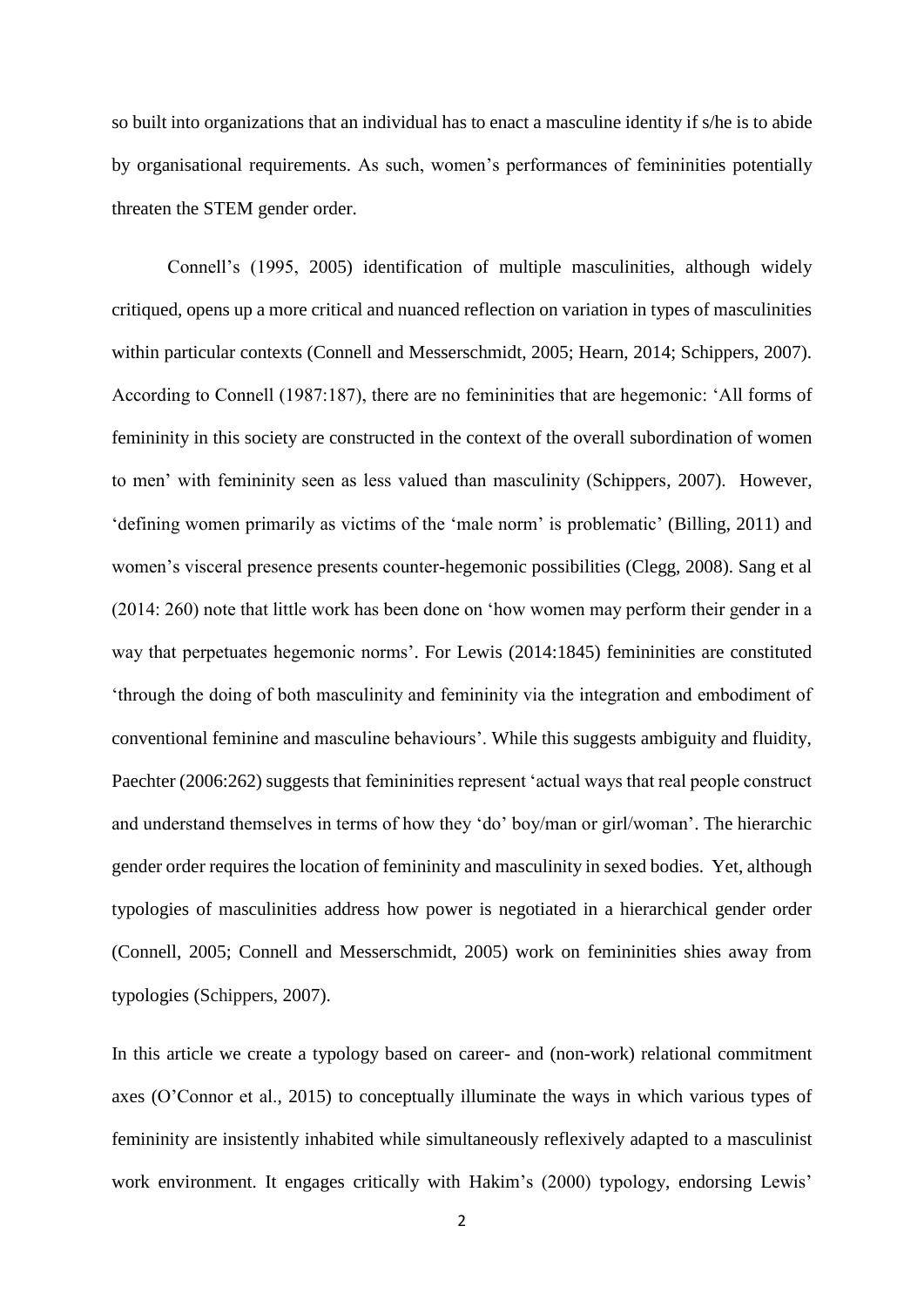so built into organizations that an individual has to enact a masculine identity if s/he is to abide by organisational requirements. As such, women's performances of femininities potentially threaten the STEM gender order.

Connell's (1995, 2005) identification of multiple masculinities, although widely critiqued, opens up a more critical and nuanced reflection on variation in types of masculinities within particular contexts (Connell and Messerschmidt, 2005; Hearn, 2014; Schippers, 2007). According to Connell (1987:187), there are no femininities that are hegemonic: 'All forms of femininity in this society are constructed in the context of the overall subordination of women to men' with femininity seen as less valued than masculinity (Schippers, 2007). However, 'defining women primarily as victims of the 'male norm' is problematic' (Billing, 2011) and women's visceral presence presents counter-hegemonic possibilities (Clegg, 2008). Sang et al (2014: 260) note that little work has been done on 'how women may perform their gender in a way that perpetuates hegemonic norms'. For Lewis (2014:1845) femininities are constituted 'through the doing of both masculinity and femininity via the integration and embodiment of conventional feminine and masculine behaviours'. While this suggests ambiguity and fluidity, Paechter (2006:262) suggests that femininities represent 'actual ways that real people construct and understand themselves in terms of how they 'do' boy/man or girl/woman'. The hierarchic gender order requires the location of femininity and masculinity in sexed bodies. Yet, although typologies of masculinities address how power is negotiated in a hierarchical gender order (Connell, 2005; Connell and Messerschmidt, 2005) work on femininities shies away from typologies (Schippers, 2007).

In this article we create a typology based on career- and (non-work) relational commitment axes (O'Connor et al., 2015) to conceptually illuminate the ways in which various types of femininity are insistently inhabited while simultaneously reflexively adapted to a masculinist work environment. It engages critically with Hakim's (2000) typology, endorsing Lewis'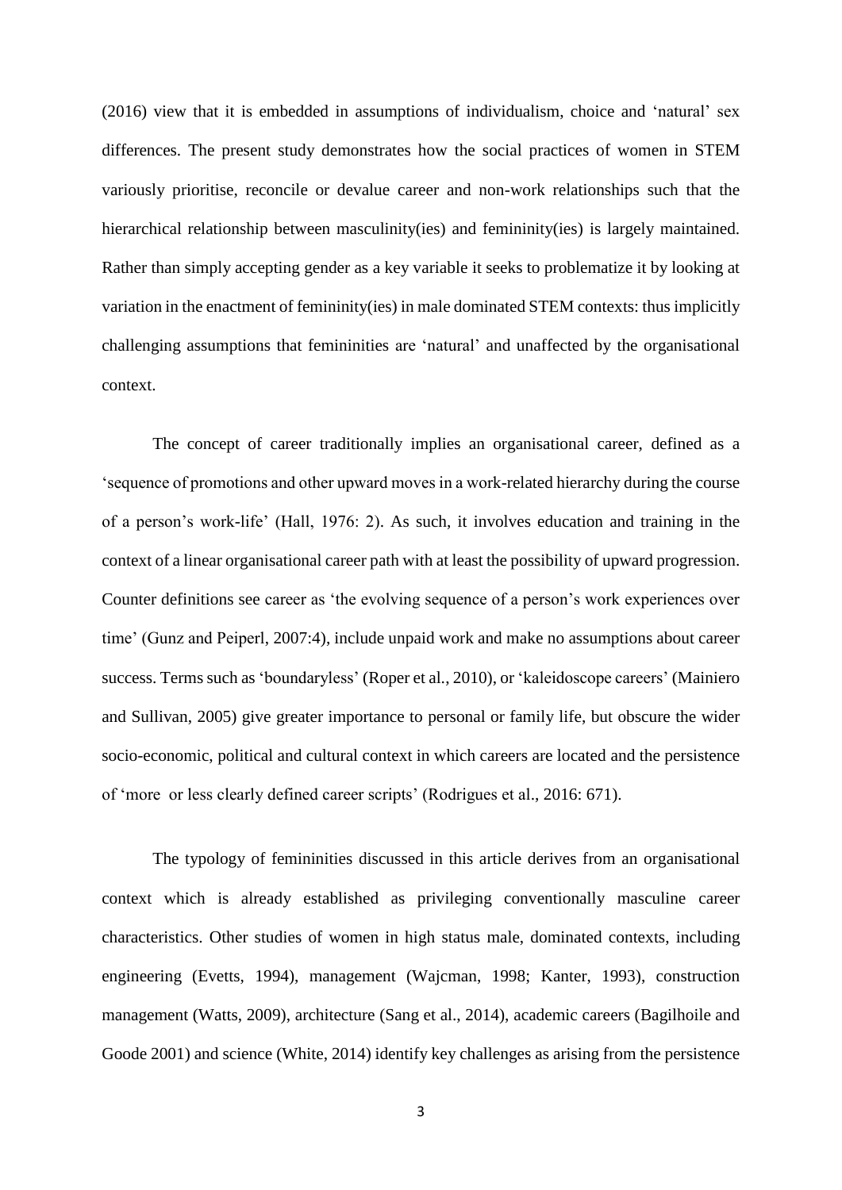(2016) view that it is embedded in assumptions of individualism, choice and 'natural' sex differences. The present study demonstrates how the social practices of women in STEM variously prioritise, reconcile or devalue career and non-work relationships such that the hierarchical relationship between masculinity(ies) and femininity(ies) is largely maintained. Rather than simply accepting gender as a key variable it seeks to problematize it by looking at variation in the enactment of femininity(ies) in male dominated STEM contexts: thus implicitly challenging assumptions that femininities are 'natural' and unaffected by the organisational context.

The concept of career traditionally implies an organisational career, defined as a 'sequence of promotions and other upward moves in a work-related hierarchy during the course of a person's work-life' (Hall, 1976: 2). As such, it involves education and training in the context of a linear organisational career path with at least the possibility of upward progression. Counter definitions see career as 'the evolving sequence of a person's work experiences over time' (Gunz and Peiperl, 2007:4), include unpaid work and make no assumptions about career success. Terms such as 'boundaryless' (Roper et al., 2010), or 'kaleidoscope careers' (Mainiero and Sullivan, 2005) give greater importance to personal or family life, but obscure the wider socio-economic, political and cultural context in which careers are located and the persistence of 'more or less clearly defined career scripts' (Rodrigues et al., 2016: 671).

The typology of femininities discussed in this article derives from an organisational context which is already established as privileging conventionally masculine career characteristics. Other studies of women in high status male, dominated contexts, including engineering (Evetts, 1994), management (Wajcman, 1998; Kanter, 1993), construction management (Watts, 2009), architecture (Sang et al., 2014), academic careers (Bagilhoile and Goode 2001) and science (White, 2014) identify key challenges as arising from the persistence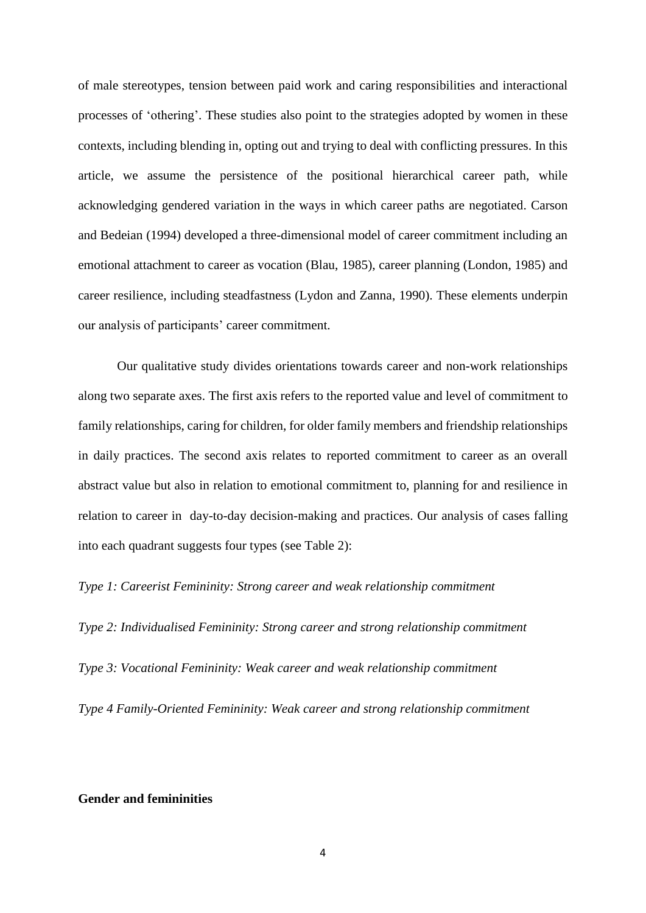of male stereotypes, tension between paid work and caring responsibilities and interactional processes of 'othering'. These studies also point to the strategies adopted by women in these contexts, including blending in, opting out and trying to deal with conflicting pressures. In this article, we assume the persistence of the positional hierarchical career path, while acknowledging gendered variation in the ways in which career paths are negotiated. Carson and Bedeian (1994) developed a three-dimensional model of career commitment including an emotional attachment to career as vocation (Blau, 1985), career planning (London, 1985) and career resilience, including steadfastness (Lydon and Zanna, 1990). These elements underpin our analysis of participants' career commitment.

Our qualitative study divides orientations towards career and non-work relationships along two separate axes. The first axis refers to the reported value and level of commitment to family relationships, caring for children, for older family members and friendship relationships in daily practices. The second axis relates to reported commitment to career as an overall abstract value but also in relation to emotional commitment to, planning for and resilience in relation to career in day-to-day decision-making and practices. Our analysis of cases falling into each quadrant suggests four types (see Table 2):

*Type 1: Careerist Femininity: Strong career and weak relationship commitment*

*Type 2: Individualised Femininity: Strong career and strong relationship commitment*

*Type 3: Vocational Femininity: Weak career and weak relationship commitment*

*Type 4 Family-Oriented Femininity: Weak career and strong relationship commitment*

## Gender and femininities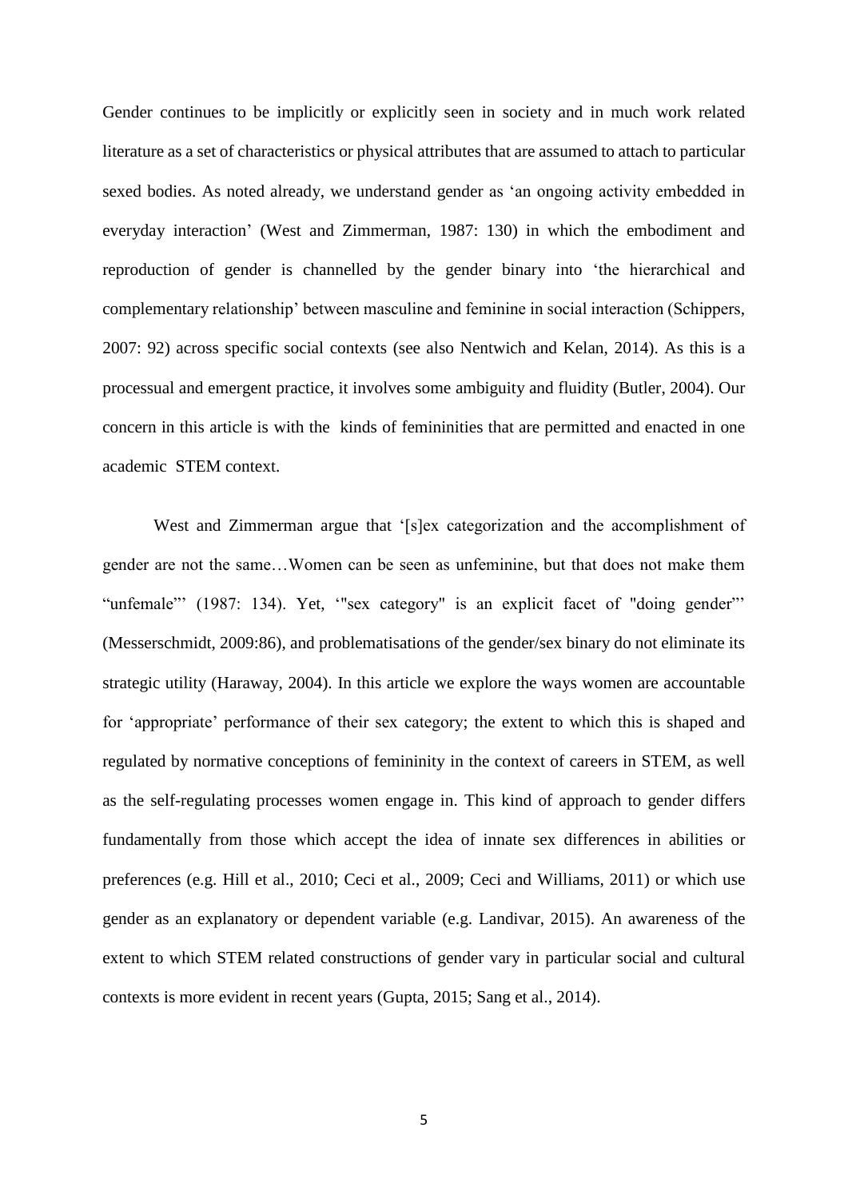Gender continues to be implicitly or explicitly seen in society and in much work related literature as a set of characteristics or physical attributes that are assumed to attach to particular sexed bodies. As noted already, we understand gender as 'an ongoing activity embedded in everyday interaction' (West and Zimmerman, 1987: 130) in which the embodiment and reproduction of gender is channelled by the gender binary into 'the hierarchical and complementary relationship' between masculine and feminine in social interaction (Schippers, 2007: 92) across specific social contexts (see also Nentwich and Kelan, 2014). As this is a processual and emergent practice, it involves some ambiguity and fluidity (Butler, 2004). Our concern in this article is with the kinds of femininities that are permitted and enacted in one academic STEM context.

West and Zimmerman argue that '[s]ex categorization and the accomplishment of gender are not the same…Women can be seen as unfeminine, but that does not make them "unfemale"' (1987: 134). Yet, '"sex category" is an explicit facet of "doing gender"' (Messerschmidt, 2009:86), and problematisations of the gender/sex binary do not eliminate its strategic utility (Haraway, 2004). In this article we explore the ways women are accountable for 'appropriate' performance of their sex category; the extent to which this is shaped and regulated by normative conceptions of femininity in the context of careers in STEM, as well as the self-regulating processes women engage in. This kind of approach to gender differs fundamentally from those which accept the idea of innate sex differences in abilities or preferences (e.g. Hill et al., 2010; Ceci et al., 2009; Ceci and Williams, 2011) or which use gender as an explanatory or dependent variable (e.g. Landivar, 2015). An awareness of the extent to which STEM related constructions of gender vary in particular social and cultural contexts is more evident in recent years (Gupta, 2015; Sang et al., 2014).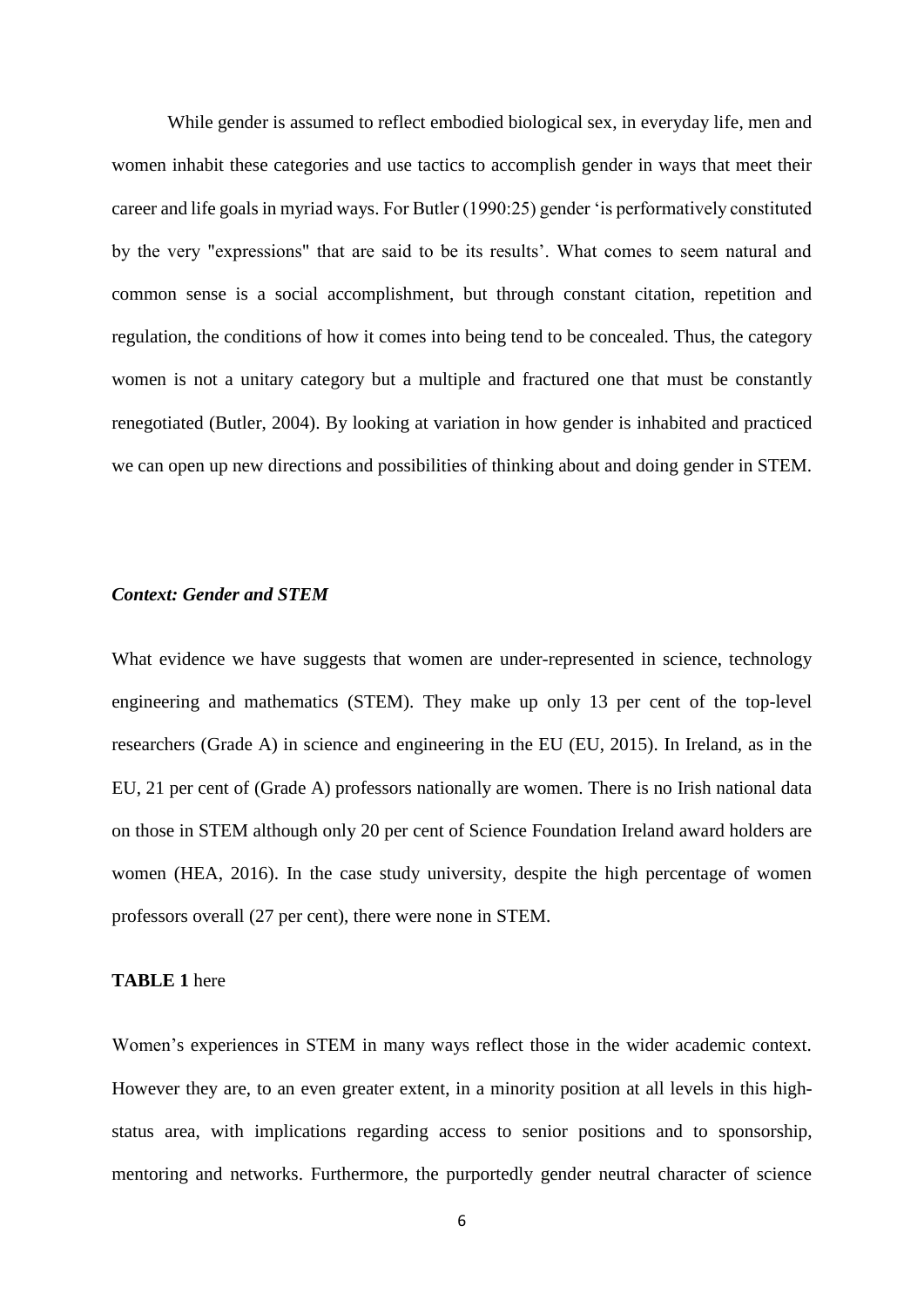While gender is assumed to reflect embodied biological sex, in everyday life, men and women inhabit these categories and use tactics to accomplish gender in ways that meet their career and life goals in myriad ways. For Butler (1990:25) gender 'is performatively constituted by the very "expressions" that are said to be its results'. What comes to seem natural and common sense is a social accomplishment, but through constant citation, repetition and regulation, the conditions of how it comes into being tend to be concealed. Thus, the category women is not a unitary category but a multiple and fractured one that must be constantly renegotiated (Butler, 2004). By looking at variation in how gender is inhabited and practiced we can open up new directions and possibilities of thinking about and doing gender in STEM.

### *Context: Gender and STEM*

What evidence we have suggests that women are under-represented in science, technology engineering and mathematics (STEM). They make up only 13 per cent of the top-level researchers (Grade A) in science and engineering in the EU (EU, 2015). In Ireland, as in the EU, 21 per cent of (Grade A) professors nationally are women. There is no Irish national data on those in STEM although only 20 per cent of Science Foundation Ireland award holders are women (HEA, 2016). In the case study university, despite the high percentage of women professors overall (27 per cent), there were none in STEM.

**TABLE 1** here

Women's experiences in STEM in many ways reflect those in the wider academic context. However they are, to an even greater extent, in a minority position at all levels in this high-status area, with implications regarding access to senior positions and to sponsorship, mentoring and networks. Furthermore, the purportedly gender neutral character of science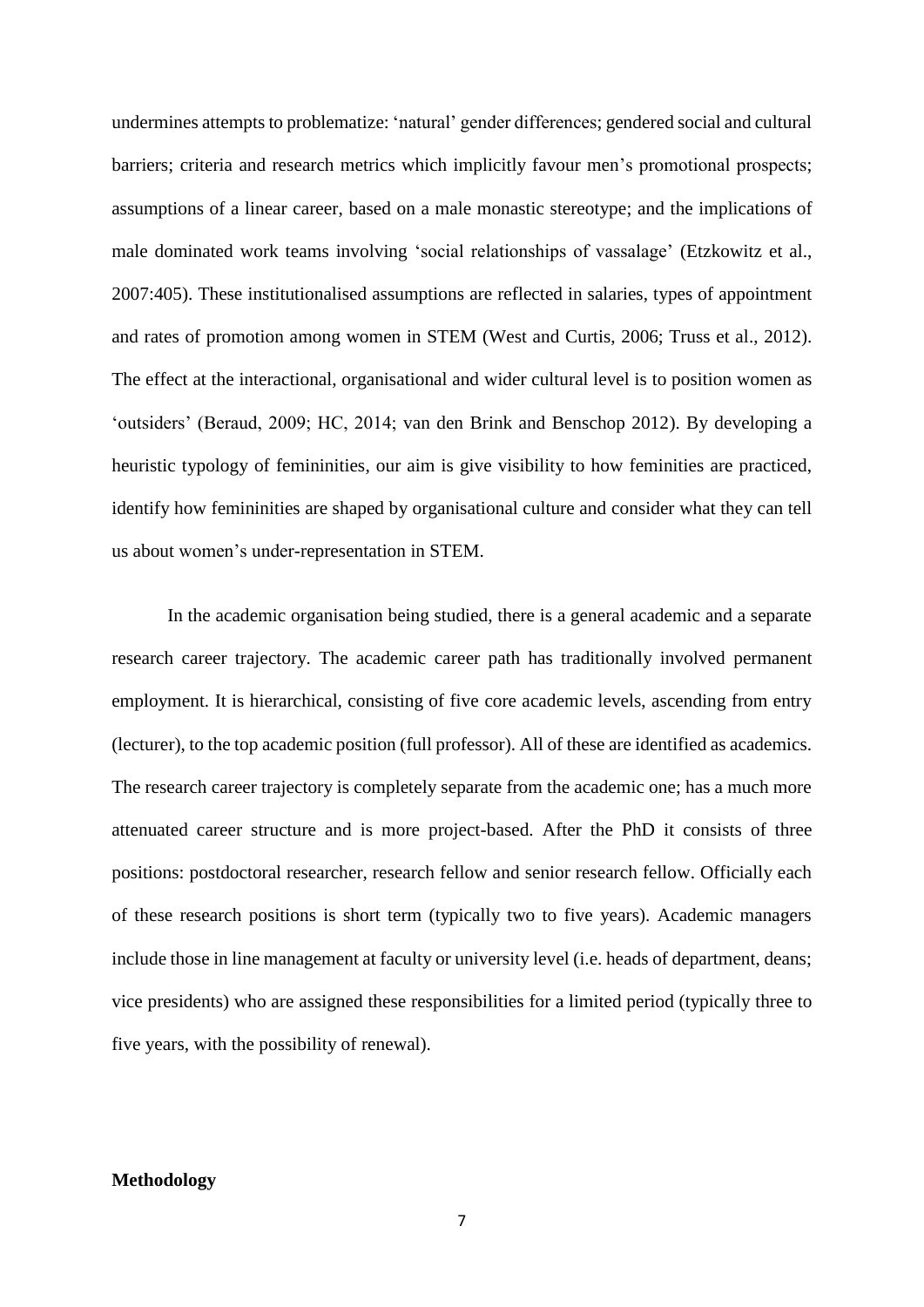undermines attempts to problematize: 'natural' gender differences; gendered social and cultural barriers; criteria and research metrics which implicitly favour men's promotional prospects; assumptions of a linear career, based on a male monastic stereotype; and the implications of male dominated work teams involving 'social relationships of vassalage' (Etzkowitz et al., 2007:405). These institutionalised assumptions are reflected in salaries, types of appointment and rates of promotion among women in STEM (West and Curtis, 2006; Truss et al., 2012). The effect at the interactional, organisational and wider cultural level is to position women as 'outsiders' (Beraud, 2009; HC, 2014; van den Brink and Benschop 2012). By developing a heuristic typology of femininities, our aim is give visibility to how feminities are practiced, identify how femininities are shaped by organisational culture and consider what they can tell us about women's under-representation in STEM.

In the academic organisation being studied, there is a general academic and a separate research career trajectory. The academic career path has traditionally involved permanent employment. It is hierarchical, consisting of five core academic levels, ascending from entry (lecturer), to the top academic position (full professor). All of these are identified as academics. The research career trajectory is completely separate from the academic one; has a much more attenuated career structure and is more project-based. After the PhD it consists of three positions: postdoctoral researcher, research fellow and senior research fellow. Officially each of these research positions is short term (typically two to five years). Academic managers include those in line management at faculty or university level (i.e. heads of department, deans; vice presidents) who are assigned these responsibilities for a limited period (typically three to five years, with the possibility of renewal).

**Methodology**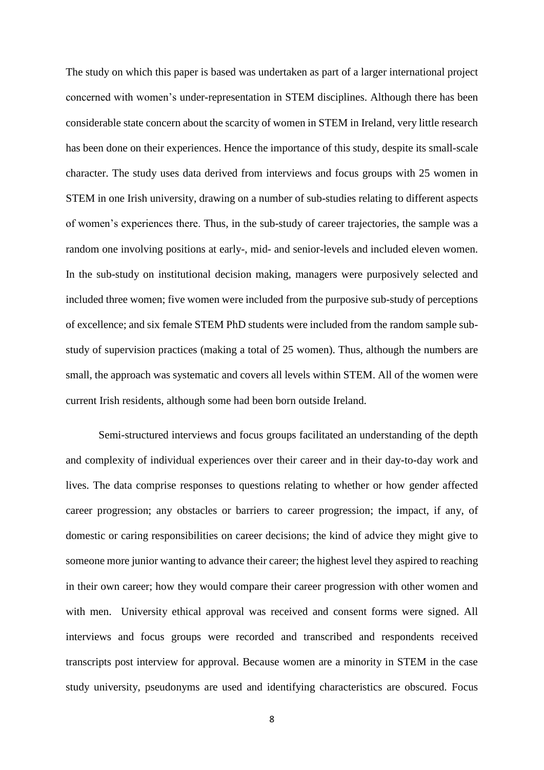The study on which this paper is based was undertaken as part of a larger international project concerned with women's under-representation in STEM disciplines. Although there has been considerable state concern about the scarcity of women in STEM in Ireland, very little research has been done on their experiences. Hence the importance of this study, despite its small-scale character. The study uses data derived from interviews and focus groups with 25 women in STEM in one Irish university, drawing on a number of sub-studies relating to different aspects of women's experiences there. Thus, in the sub-study of career trajectories, the sample was a random one involving positions at early-, mid- and senior-levels and included eleven women. In the sub-study on institutional decision making, managers were purposively selected and included three women; five women were included from the purposive sub-study of perceptions of excellence; and six female STEM PhD students were included from the random sample sub-study of supervision practices (making a total of 25 women). Thus, although the numbers are small, the approach was systematic and covers all levels within STEM. All of the women were current Irish residents, although some had been born outside Ireland.

Semi-structured interviews and focus groups facilitated an understanding of the depth and complexity of individual experiences over their career and in their day-to-day work and lives. The data comprise responses to questions relating to whether or how gender affected career progression; any obstacles or barriers to career progression; the impact, if any, of domestic or caring responsibilities on career decisions; the kind of advice they might give to someone more junior wanting to advance their career; the highest level they aspired to reaching in their own career; how they would compare their career progression with other women and with men. University ethical approval was received and consent forms were signed. All interviews and focus groups were recorded and transcribed and respondents received transcripts post interview for approval. Because women are a minority in STEM in the case study university, pseudonyms are used and identifying characteristics are obscured. Focus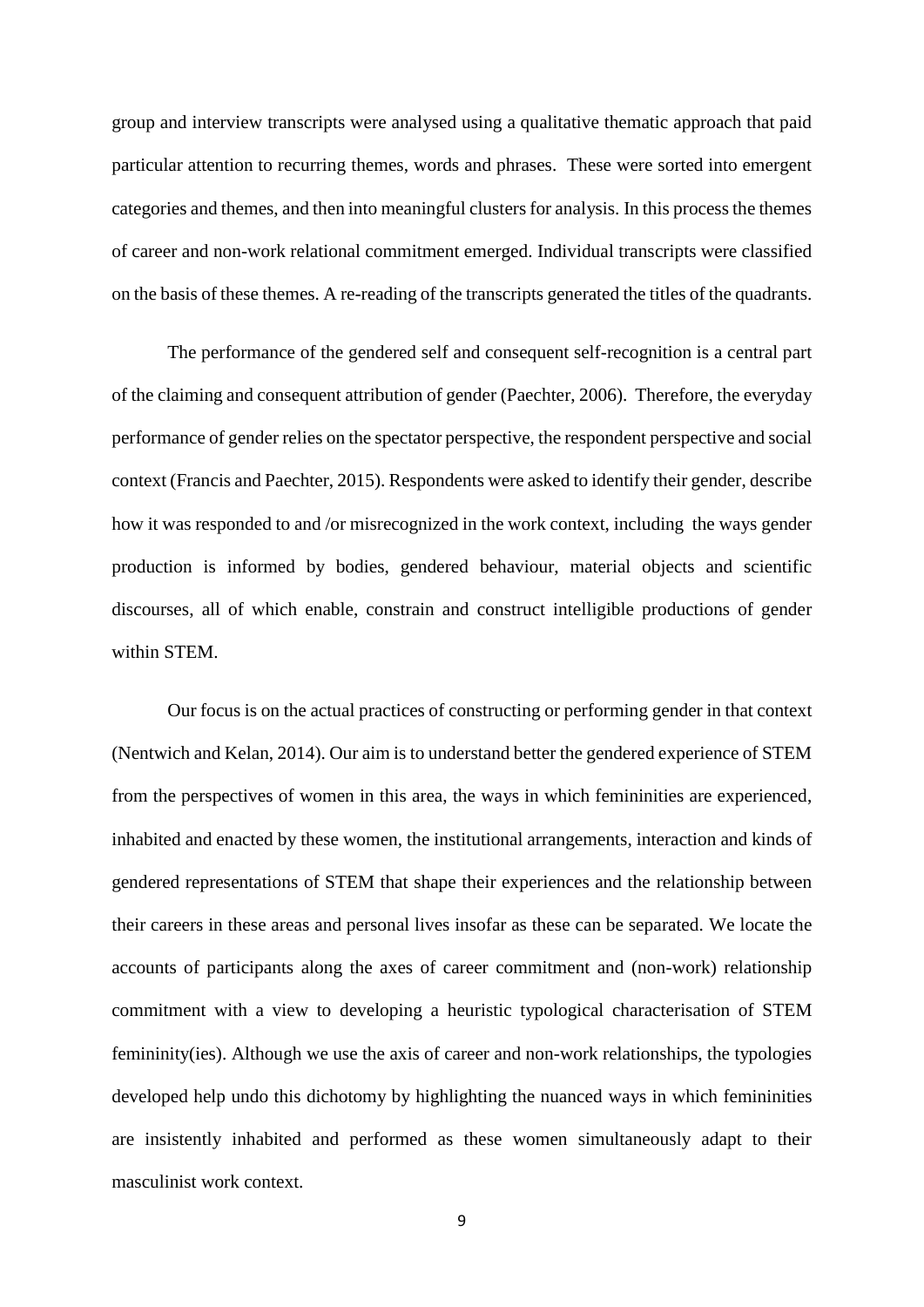group and interview transcripts were analysed using a qualitative thematic approach that paid particular attention to recurring themes, words and phrases. These were sorted into emergent categories and themes, and then into meaningful clusters for analysis. In this process the themes of career and non-work relational commitment emerged. Individual transcripts were classified on the basis of these themes. A re-reading of the transcripts generated the titles of the quadrants.

The performance of the gendered self and consequent self-recognition is a central part of the claiming and consequent attribution of gender (Paechter, 2006). Therefore, the everyday performance of gender relies on the spectator perspective, the respondent perspective and social context (Francis and Paechter, 2015). Respondents were asked to identify their gender, describe how it was responded to and /or misrecognized in the work context, including the ways gender production is informed by bodies, gendered behaviour, material objects and scientific discourses, all of which enable, constrain and construct intelligible productions of gender within STEM.

Our focus is on the actual practices of constructing or performing gender in that context (Nentwich and Kelan, 2014). Our aim is to understand better the gendered experience of STEM from the perspectives of women in this area, the ways in which femininities are experienced, inhabited and enacted by these women, the institutional arrangements, interaction and kinds of gendered representations of STEM that shape their experiences and the relationship between their careers in these areas and personal lives insofar as these can be separated. We locate the accounts of participants along the axes of career commitment and (non-work) relationship commitment with a view to developing a heuristic typological characterisation of STEM femininity(ies). Although we use the axis of career and non-work relationships, the typologies developed help undo this dichotomy by highlighting the nuanced ways in which femininities are insistently inhabited and performed as these women simultaneously adapt to their masculinist work context.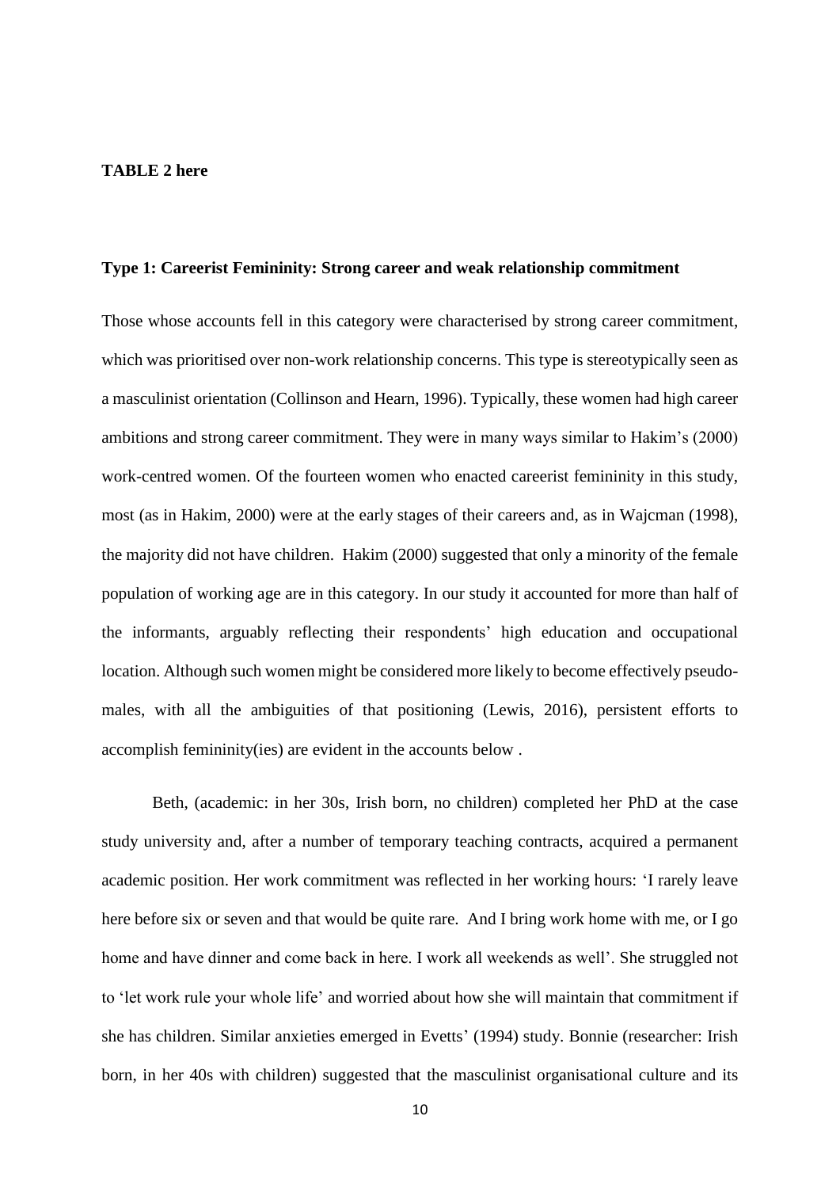**TABLE 2 here**

**Type 1: Careerist Femininity: Strong career and weak relationship commitment**

Those whose accounts fell in this category were characterised by strong career commitment, which was prioritised over non-work relationship concerns. This type is stereotypically seen as a masculinist orientation (Collinson and Hearn, 1996). Typically, these women had high career ambitions and strong career commitment. They were in many ways similar to Hakim's (2000) work-centred women. Of the fourteen women who enacted careerist femininity in this study, most (as in Hakim, 2000) were at the early stages of their careers and, as in Wajcman (1998), the majority did not have children. Hakim (2000) suggested that only a minority of the female population of working age are in this category. In our study it accounted for more than half of the informants, arguably reflecting their respondents' high education and occupational location. Although such women might be considered more likely to become effectively pseudo-males, with all the ambiguities of that positioning (Lewis, 2016), persistent efforts to accomplish femininity(ies) are evident in the accounts below .

Beth, (academic: in her 30s, Irish born, no children) completed her PhD at the case study university and, after a number of temporary teaching contracts, acquired a permanent academic position. Her work commitment was reflected in her working hours: 'I rarely leave here before six or seven and that would be quite rare. And I bring work home with me, or I go home and have dinner and come back in here. I work all weekends as well'. She struggled not to 'let work rule your whole life' and worried about how she will maintain that commitment if she has children. Similar anxieties emerged in Evetts' (1994) study. Bonnie (researcher: Irish born, in her 40s with children) suggested that the masculinist organisational culture and its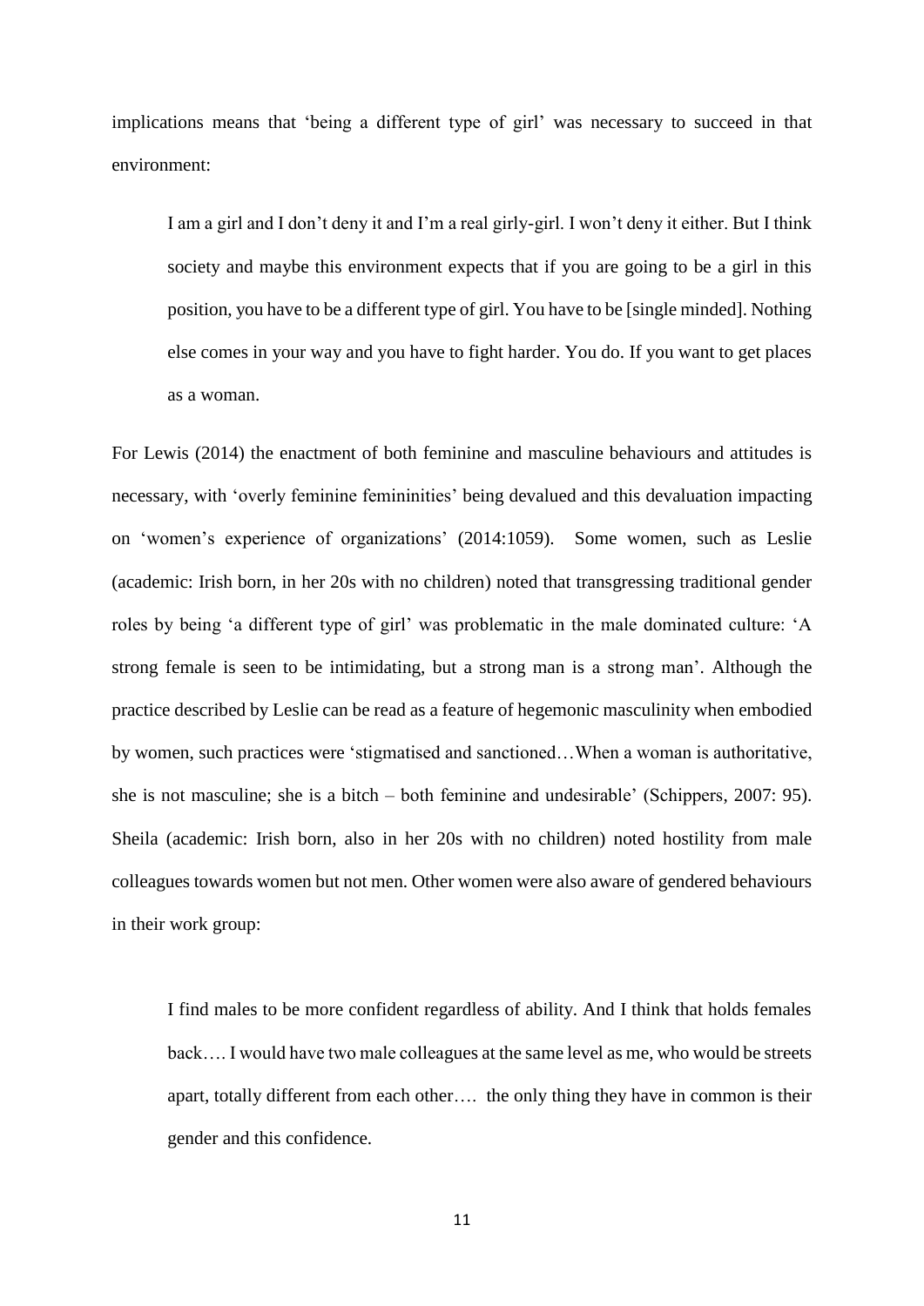implications means that 'being a different type of girl' was necessary to succeed in that environment:

> I am a girl and I don't deny it and I'm a real girly-girl. I won't deny it either. But I think society and maybe this environment expects that if you are going to be a girl in this position, you have to be a different type of girl. You have to be [single minded]. Nothing else comes in your way and you have to fight harder. You do. If you want to get places as a woman.

For Lewis (2014) the enactment of both feminine and masculine behaviours and attitudes is necessary, with 'overly feminine femininities' being devalued and this devaluation impacting on 'women's experience of organizations' (2014:1059). Some women, such as Leslie (academic: Irish born, in her 20s with no children) noted that transgressing traditional gender roles by being 'a different type of girl' was problematic in the male dominated culture: 'A strong female is seen to be intimidating, but a strong man is a strong man'. Although the practice described by Leslie can be read as a feature of hegemonic masculinity when embodied by women, such practices were 'stigmatised and sanctioned…When a woman is authoritative, she is not masculine; she is a bitch – both feminine and undesirable' (Schippers, 2007: 95). Sheila (academic: Irish born, also in her 20s with no children) noted hostility from male colleagues towards women but not men. Other women were also aware of gendered behaviours in their work group:

> I find males to be more confident regardless of ability. And I think that holds females back…. I would have two male colleagues at the same level as me, who would be streets apart, totally different from each other…. the only thing they have in common is their gender and this confidence.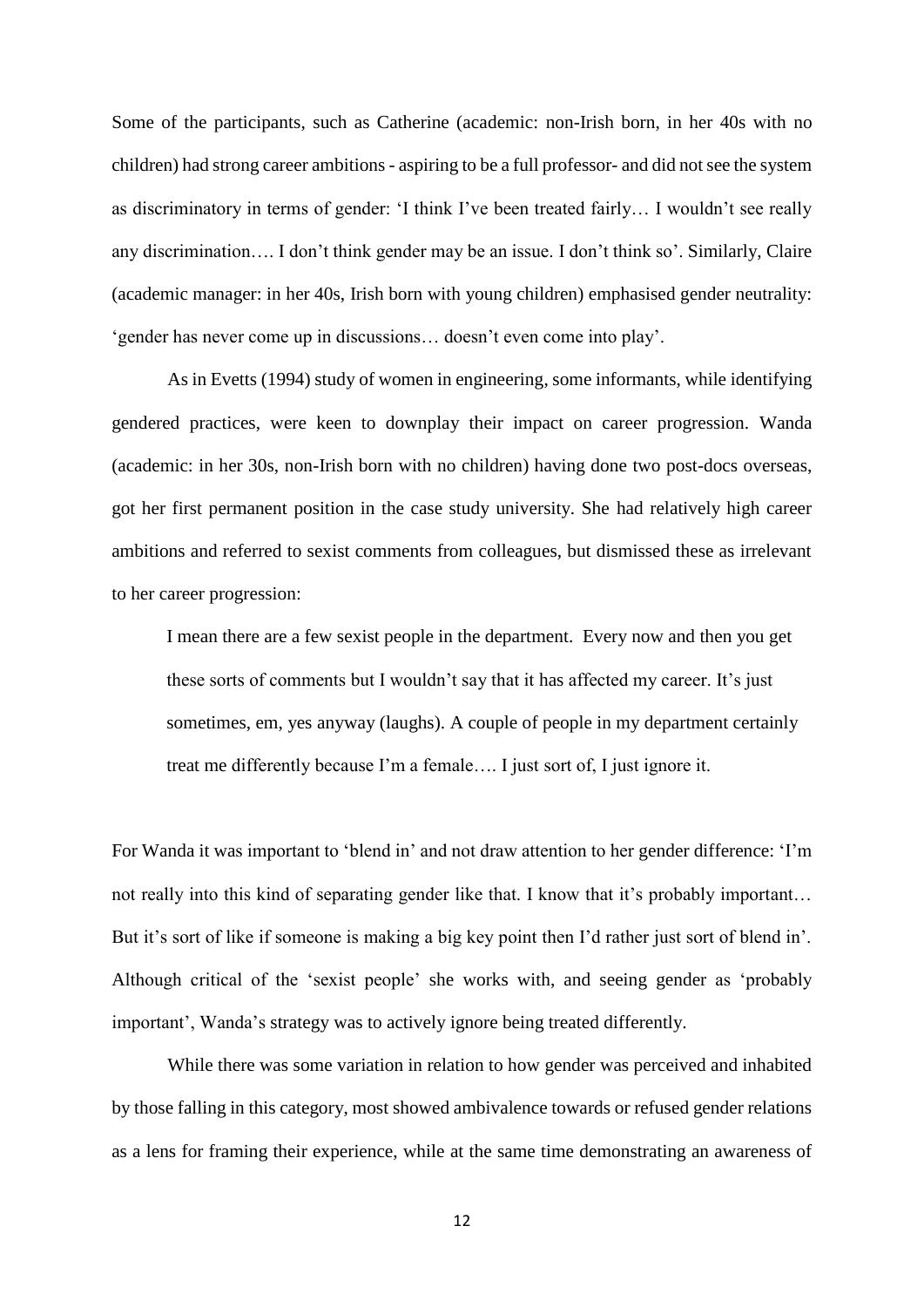Some of the participants, such as Catherine (academic: non-Irish born, in her 40s with no children) had strong career ambitions - aspiring to be a full professor- and did not see the system as discriminatory in terms of gender: 'I think I've been treated fairly… I wouldn't see really any discrimination…. I don't think gender may be an issue. I don't think so'. Similarly, Claire (academic manager: in her 40s, Irish born with young children) emphasised gender neutrality: 'gender has never come up in discussions… doesn't even come into play'.

As in Evetts (1994) study of women in engineering, some informants, while identifying gendered practices, were keen to downplay their impact on career progression. Wanda (academic: in her 30s, non-Irish born with no children) having done two post-docs overseas, got her first permanent position in the case study university. She had relatively high career ambitions and referred to sexist comments from colleagues, but dismissed these as irrelevant to her career progression:

> I mean there are a few sexist people in the department. Every now and then you get these sorts of comments but I wouldn't say that it has affected my career. It's just sometimes, em, yes anyway (laughs). A couple of people in my department certainly treat me differently because I'm a female…. I just sort of, I just ignore it.

For Wanda it was important to 'blend in' and not draw attention to her gender difference: 'I'm not really into this kind of separating gender like that. I know that it's probably important… But it's sort of like if someone is making a big key point then I'd rather just sort of blend in'. Although critical of the 'sexist people' she works with, and seeing gender as 'probably important', Wanda's strategy was to actively ignore being treated differently.

While there was some variation in relation to how gender was perceived and inhabited by those falling in this category, most showed ambivalence towards or refused gender relations as a lens for framing their experience, while at the same time demonstrating an awareness of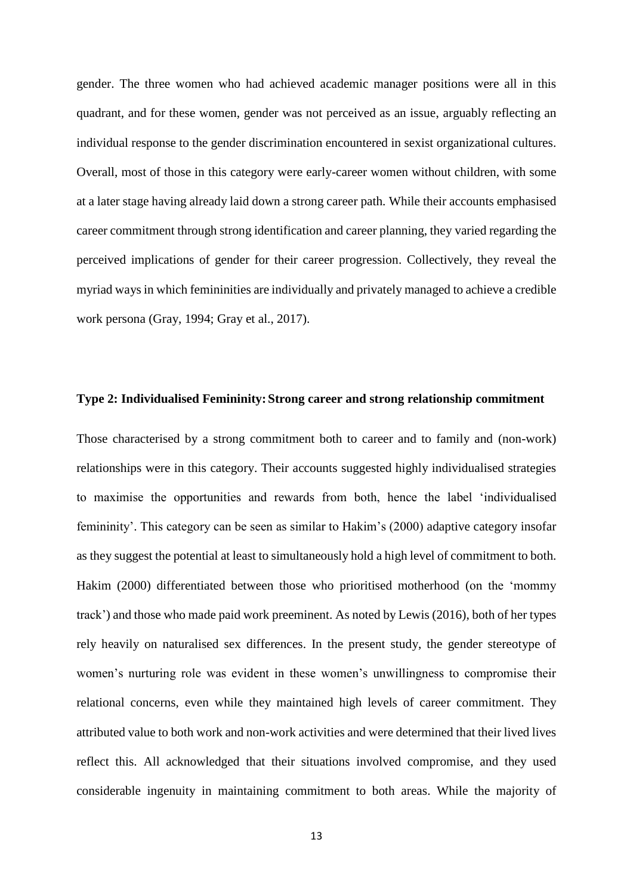gender. The three women who had achieved academic manager positions were all in this quadrant, and for these women, gender was not perceived as an issue, arguably reflecting an individual response to the gender discrimination encountered in sexist organizational cultures. Overall, most of those in this category were early-career women without children, with some at a later stage having already laid down a strong career path. While their accounts emphasised career commitment through strong identification and career planning, they varied regarding the perceived implications of gender for their career progression. Collectively, they reveal the myriad ways in which femininities are individually and privately managed to achieve a credible work persona (Gray, 1994; Gray et al., 2017).

**Type 2: Individualised Femininity: Strong career and strong relationship commitment**

Those characterised by a strong commitment both to career and to family and (non-work) relationships were in this category. Their accounts suggested highly individualised strategies to maximise the opportunities and rewards from both, hence the label 'individualised femininity'. This category can be seen as similar to Hakim's (2000) adaptive category insofar as they suggest the potential at least to simultaneously hold a high level of commitment to both. Hakim (2000) differentiated between those who prioritised motherhood (on the 'mommy track') and those who made paid work preeminent. As noted by Lewis (2016), both of her types rely heavily on naturalised sex differences. In the present study, the gender stereotype of women's nurturing role was evident in these women's unwillingness to compromise their relational concerns, even while they maintained high levels of career commitment. They attributed value to both work and non-work activities and were determined that their lived lives reflect this. All acknowledged that their situations involved compromise, and they used considerable ingenuity in maintaining commitment to both areas. While the majority of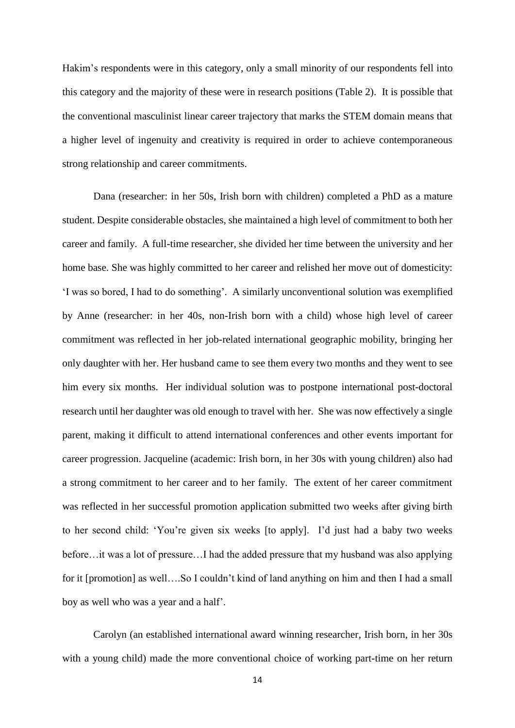Hakim's respondents were in this category, only a small minority of our respondents fell into this category and the majority of these were in research positions (Table 2). It is possible that the conventional masculinist linear career trajectory that marks the STEM domain means that a higher level of ingenuity and creativity is required in order to achieve contemporaneous strong relationship and career commitments.

Dana (researcher: in her 50s, Irish born with children) completed a PhD as a mature student. Despite considerable obstacles, she maintained a high level of commitment to both her career and family. A full-time researcher, she divided her time between the university and her home base. She was highly committed to her career and relished her move out of domesticity: 'I was so bored, I had to do something'. A similarly unconventional solution was exemplified by Anne (researcher: in her 40s, non-Irish born with a child) whose high level of career commitment was reflected in her job-related international geographic mobility, bringing her only daughter with her. Her husband came to see them every two months and they went to see him every six months. Her individual solution was to postpone international post-doctoral research until her daughter was old enough to travel with her. She was now effectively a single parent, making it difficult to attend international conferences and other events important for career progression. Jacqueline (academic: Irish born, in her 30s with young children) also had a strong commitment to her career and to her family. The extent of her career commitment was reflected in her successful promotion application submitted two weeks after giving birth to her second child: 'You're given six weeks [to apply]. I'd just had a baby two weeks before…it was a lot of pressure…I had the added pressure that my husband was also applying for it [promotion] as well….So I couldn't kind of land anything on him and then I had a small boy as well who was a year and a half'.

Carolyn (an established international award winning researcher, Irish born, in her 30s with a young child) made the more conventional choice of working part-time on her return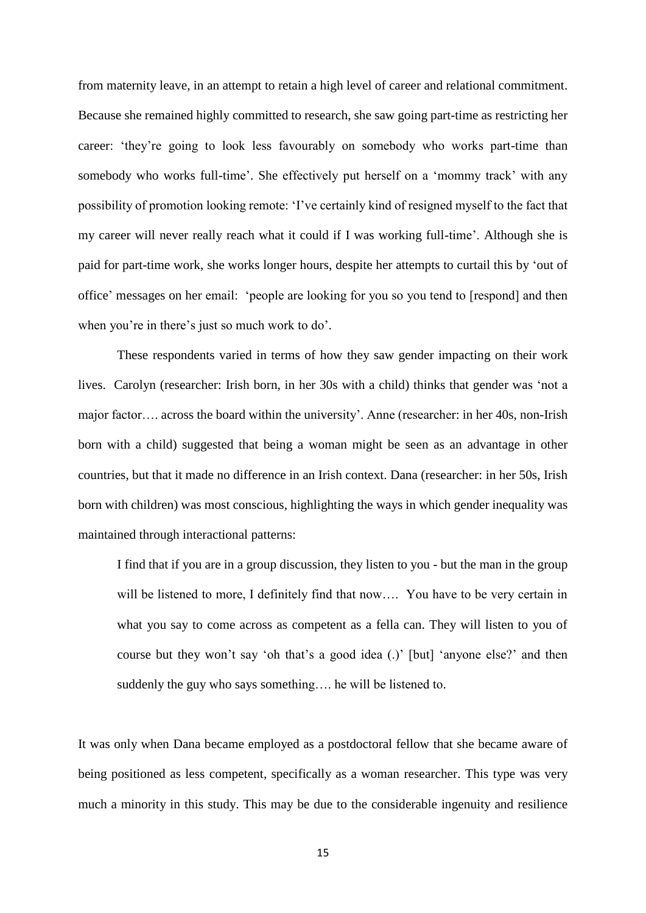from maternity leave, in an attempt to retain a high level of career and relational commitment. Because she remained highly committed to research, she saw going part-time as restricting her career: 'they're going to look less favourably on somebody who works part-time than somebody who works full-time'. She effectively put herself on a 'mommy track' with any possibility of promotion looking remote: 'I've certainly kind of resigned myself to the fact that my career will never really reach what it could if I was working full-time'. Although she is paid for part-time work, she works longer hours, despite her attempts to curtail this by 'out of office' messages on her email: 'people are looking for you so you tend to [respond] and then when you're in there's just so much work to do'.

These respondents varied in terms of how they saw gender impacting on their work lives. Carolyn (researcher: Irish born, in her 30s with a child) thinks that gender was 'not a major factor…. across the board within the university'. Anne (researcher: in her 40s, non-Irish born with a child) suggested that being a woman might be seen as an advantage in other countries, but that it made no difference in an Irish context. Dana (researcher: in her 50s, Irish born with children) was most conscious, highlighting the ways in which gender inequality was maintained through interactional patterns:

> I find that if you are in a group discussion, they listen to you - but the man in the group will be listened to more, I definitely find that now…. You have to be very certain in what you say to come across as competent as a fella can. They will listen to you of course but they won't say 'oh that's a good idea (.)' [but] 'anyone else?' and then suddenly the guy who says something…. he will be listened to.

It was only when Dana became employed as a postdoctoral fellow that she became aware of being positioned as less competent, specifically as a woman researcher. This type was very much a minority in this study. This may be due to the considerable ingenuity and resilience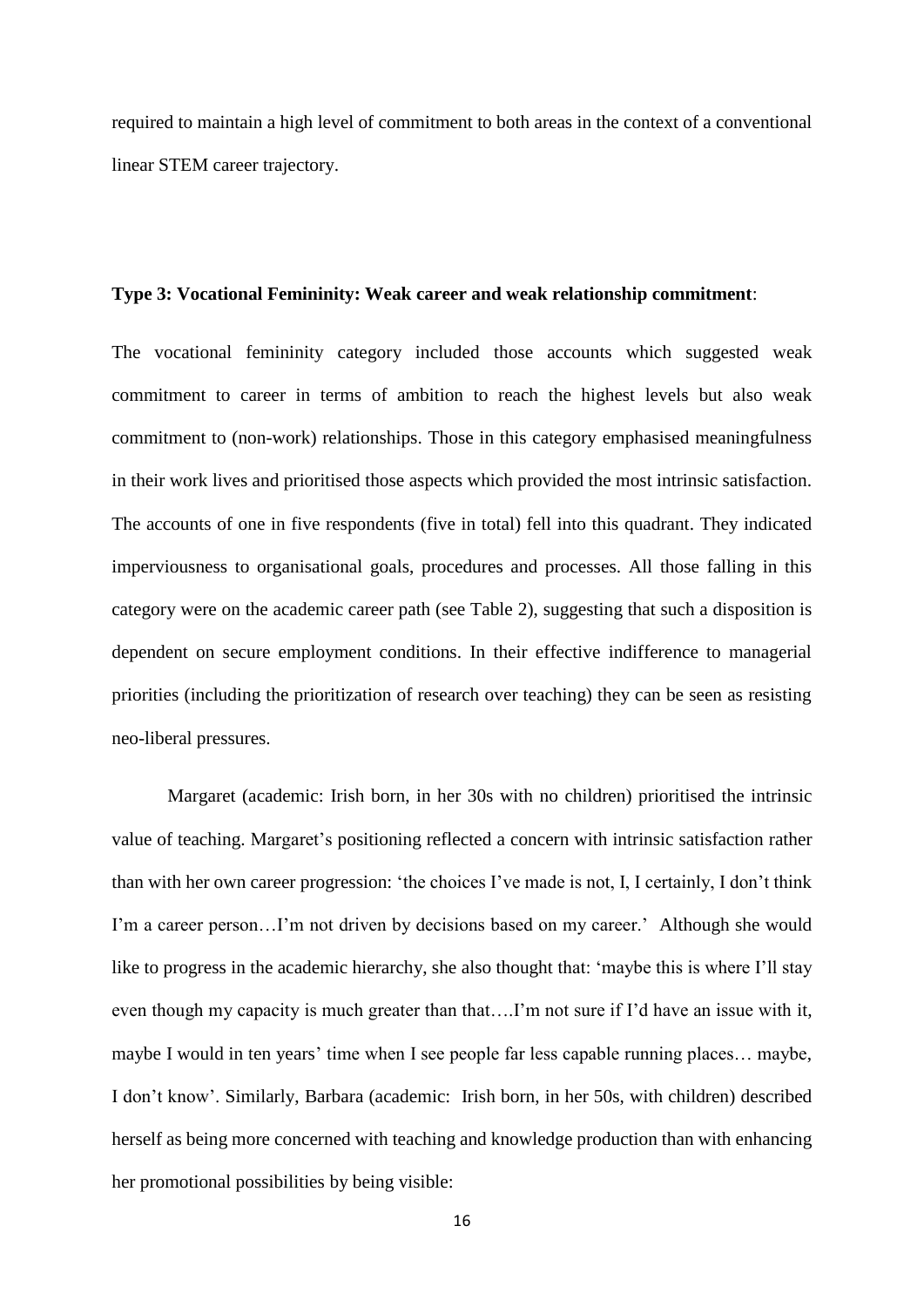required to maintain a high level of commitment to both areas in the context of a conventional linear STEM career trajectory.

**Type 3: Vocational Femininity: Weak career and weak relationship commitment**:

The vocational femininity category included those accounts which suggested weak commitment to career in terms of ambition to reach the highest levels but also weak commitment to (non-work) relationships. Those in this category emphasised meaningfulness in their work lives and prioritised those aspects which provided the most intrinsic satisfaction. The accounts of one in five respondents (five in total) fell into this quadrant. They indicated imperviousness to organisational goals, procedures and processes. All those falling in this category were on the academic career path (see Table 2), suggesting that such a disposition is dependent on secure employment conditions. In their effective indifference to managerial priorities (including the prioritization of research over teaching) they can be seen as resisting neo-liberal pressures.

Margaret (academic: Irish born, in her 30s with no children) prioritised the intrinsic value of teaching. Margaret's positioning reflected a concern with intrinsic satisfaction rather than with her own career progression: 'the choices I've made is not, I, I certainly, I don't think I'm a career person…I'm not driven by decisions based on my career.' Although she would like to progress in the academic hierarchy, she also thought that: 'maybe this is where I'll stay even though my capacity is much greater than that….I'm not sure if I'd have an issue with it, maybe I would in ten years' time when I see people far less capable running places… maybe, I don't know'. Similarly, Barbara (academic: Irish born, in her 50s, with children) described herself as being more concerned with teaching and knowledge production than with enhancing her promotional possibilities by being visible: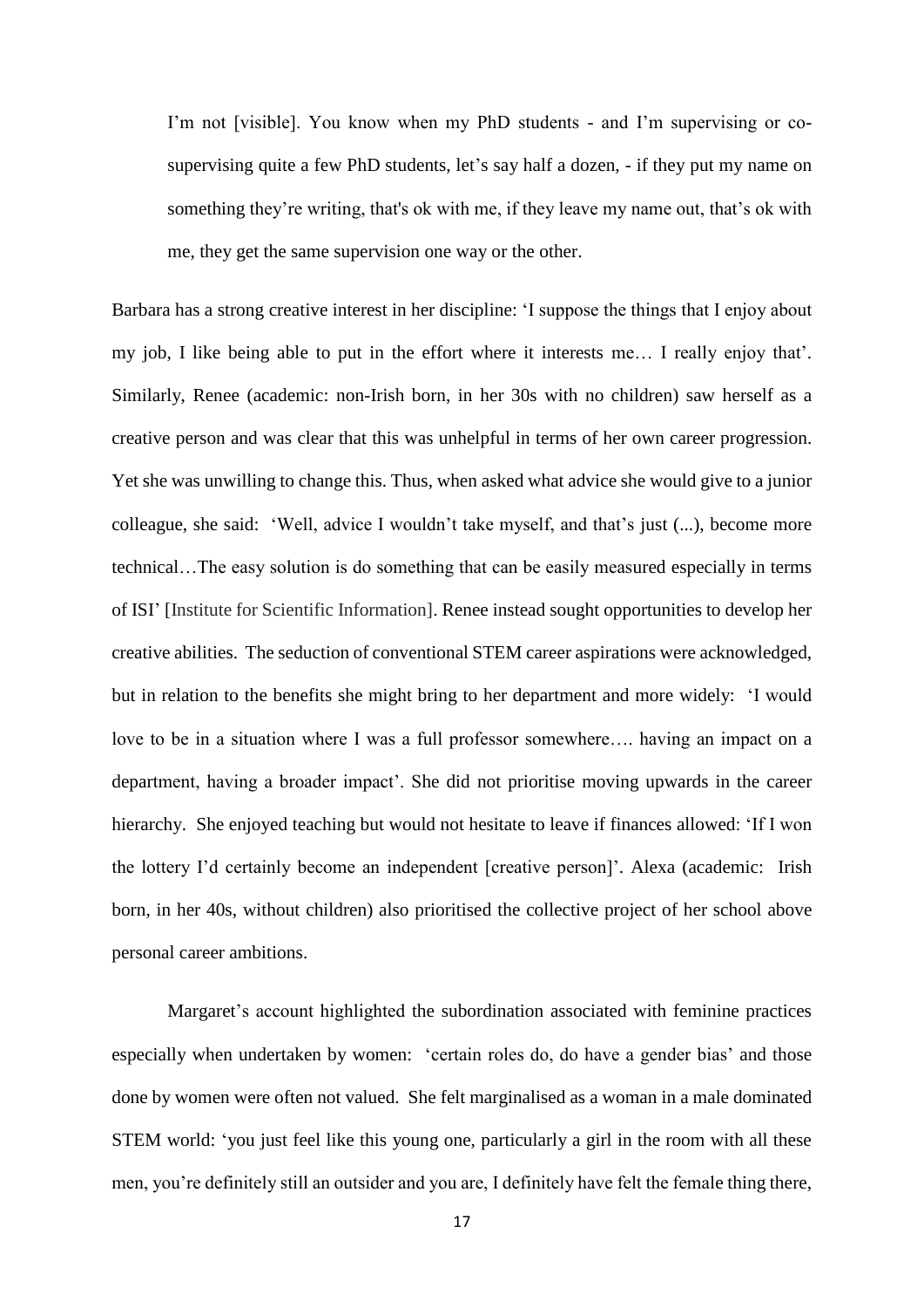> I'm not [visible]. You know when my PhD students - and I'm supervising or co-supervising quite a few PhD students, let's say half a dozen, - if they put my name on something they're writing, that's ok with me, if they leave my name out, that's ok with me, they get the same supervision one way or the other.

Barbara has a strong creative interest in her discipline: 'I suppose the things that I enjoy about my job, I like being able to put in the effort where it interests me… I really enjoy that'. Similarly, Renee (academic: non-Irish born, in her 30s with no children) saw herself as a creative person and was clear that this was unhelpful in terms of her own career progression. Yet she was unwilling to change this. Thus, when asked what advice she would give to a junior colleague, she said: 'Well, advice I wouldn't take myself, and that's just (...), become more technical…The easy solution is do something that can be easily measured especially in terms of ISI' [Institute for Scientific Information]. Renee instead sought opportunities to develop her creative abilities. The seduction of conventional STEM career aspirations were acknowledged, but in relation to the benefits she might bring to her department and more widely: 'I would love to be in a situation where I was a full professor somewhere…. having an impact on a department, having a broader impact'. She did not prioritise moving upwards in the career hierarchy. She enjoyed teaching but would not hesitate to leave if finances allowed: 'If I won the lottery I'd certainly become an independent [creative person]'. Alexa (academic: Irish born, in her 40s, without children) also prioritised the collective project of her school above personal career ambitions.

Margaret's account highlighted the subordination associated with feminine practices especially when undertaken by women: 'certain roles do, do have a gender bias' and those done by women were often not valued. She felt marginalised as a woman in a male dominated STEM world: 'you just feel like this young one, particularly a girl in the room with all these men, you're definitely still an outsider and you are, I definitely have felt the female thing there,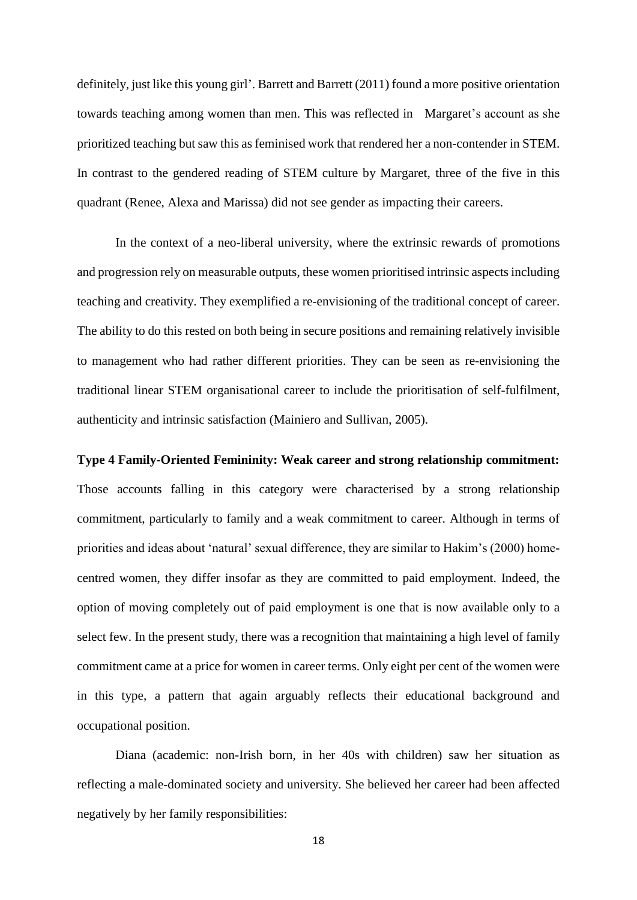definitely, just like this young girl'. Barrett and Barrett (2011) found a more positive orientation towards teaching among women than men. This was reflected in Margaret's account as she prioritized teaching but saw this as feminised work that rendered her a non-contender in STEM. In contrast to the gendered reading of STEM culture by Margaret, three of the five in this quadrant (Renee, Alexa and Marissa) did not see gender as impacting their careers.

In the context of a neo-liberal university, where the extrinsic rewards of promotions and progression rely on measurable outputs, these women prioritised intrinsic aspects including teaching and creativity. They exemplified a re-envisioning of the traditional concept of career. The ability to do this rested on both being in secure positions and remaining relatively invisible to management who had rather different priorities. They can be seen as re-envisioning the traditional linear STEM organisational career to include the prioritisation of self-fulfilment, authenticity and intrinsic satisfaction (Mainiero and Sullivan, 2005).

**Type 4 Family-Oriented Femininity: Weak career and strong relationship commitment:** Those accounts falling in this category were characterised by a strong relationship commitment, particularly to family and a weak commitment to career. Although in terms of priorities and ideas about 'natural' sexual difference, they are similar to Hakim's (2000) home-centred women, they differ insofar as they are committed to paid employment. Indeed, the option of moving completely out of paid employment is one that is now available only to a select few. In the present study, there was a recognition that maintaining a high level of family commitment came at a price for women in career terms. Only eight per cent of the women were in this type, a pattern that again arguably reflects their educational background and occupational position.

Diana (academic: non-Irish born, in her 40s with children) saw her situation as reflecting a male-dominated society and university. She believed her career had been affected negatively by her family responsibilities: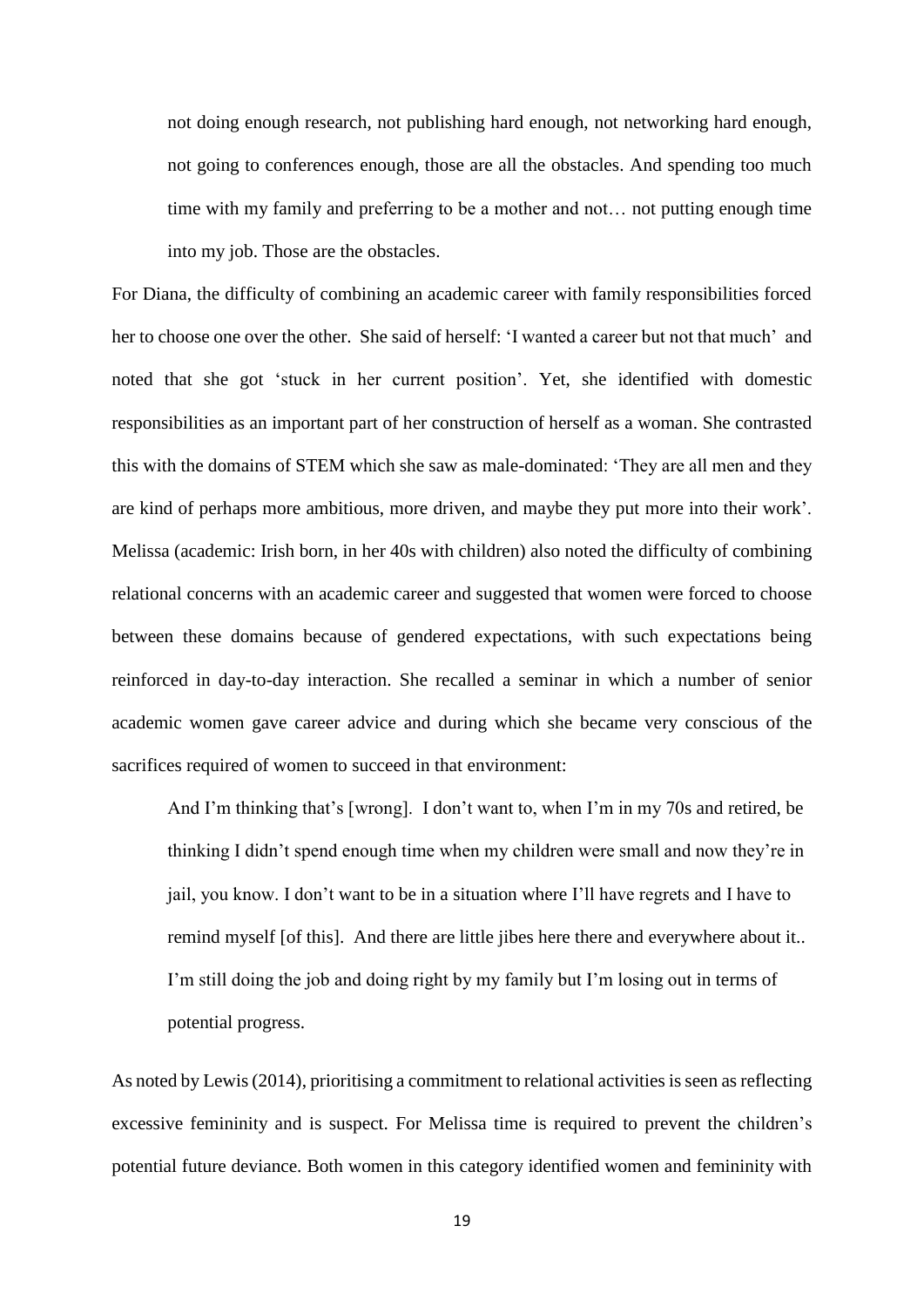> not doing enough research, not publishing hard enough, not networking hard enough, not going to conferences enough, those are all the obstacles. And spending too much time with my family and preferring to be a mother and not… not putting enough time into my job. Those are the obstacles.

For Diana, the difficulty of combining an academic career with family responsibilities forced her to choose one over the other. She said of herself: 'I wanted a career but not that much' and noted that she got 'stuck in her current position'. Yet, she identified with domestic responsibilities as an important part of her construction of herself as a woman. She contrasted this with the domains of STEM which she saw as male-dominated: 'They are all men and they are kind of perhaps more ambitious, more driven, and maybe they put more into their work'. Melissa (academic: Irish born, in her 40s with children) also noted the difficulty of combining relational concerns with an academic career and suggested that women were forced to choose between these domains because of gendered expectations, with such expectations being reinforced in day-to-day interaction. She recalled a seminar in which a number of senior academic women gave career advice and during which she became very conscious of the sacrifices required of women to succeed in that environment:

> And I'm thinking that's [wrong]. I don't want to, when I'm in my 70s and retired, be thinking I didn't spend enough time when my children were small and now they're in jail, you know. I don't want to be in a situation where I'll have regrets and I have to remind myself [of this]. And there are little jibes here there and everywhere about it.. I'm still doing the job and doing right by my family but I'm losing out in terms of potential progress.

As noted by Lewis (2014), prioritising a commitment to relational activities is seen as reflecting excessive femininity and is suspect. For Melissa time is required to prevent the children's potential future deviance. Both women in this category identified women and femininity with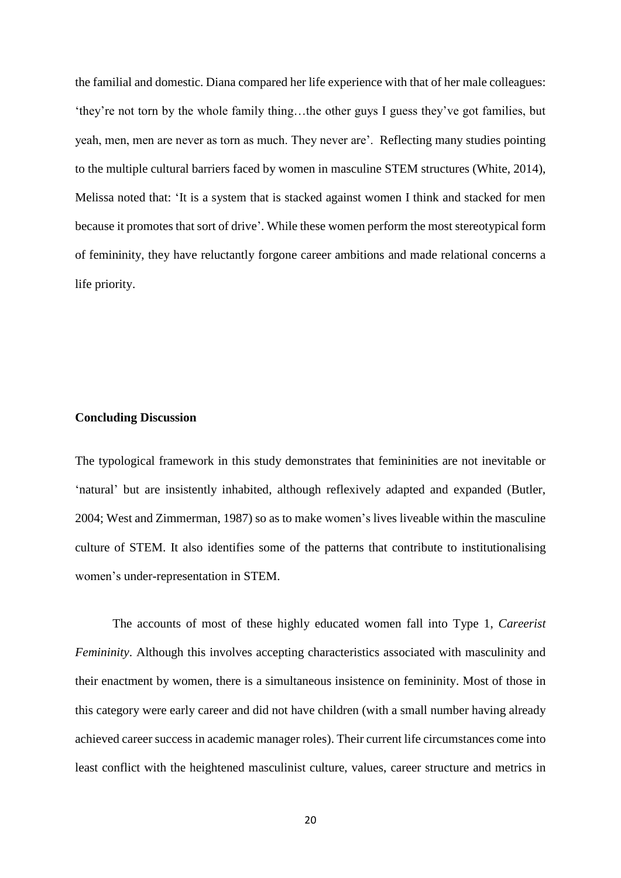the familial and domestic. Diana compared her life experience with that of her male colleagues: 'they're not torn by the whole family thing…the other guys I guess they've got families, but yeah, men, men are never as torn as much. They never are'. Reflecting many studies pointing to the multiple cultural barriers faced by women in masculine STEM structures (White, 2014), Melissa noted that: 'It is a system that is stacked against women I think and stacked for men because it promotes that sort of drive'. While these women perform the most stereotypical form of femininity, they have reluctantly forgone career ambitions and made relational concerns a life priority.

**Concluding Discussion**

The typological framework in this study demonstrates that femininities are not inevitable or 'natural' but are insistently inhabited, although reflexively adapted and expanded (Butler, 2004; West and Zimmerman, 1987) so as to make women's lives liveable within the masculine culture of STEM. It also identifies some of the patterns that contribute to institutionalising women's under-representation in STEM.

The accounts of most of these highly educated women fall into Type 1, *Careerist Femininity*. Although this involves accepting characteristics associated with masculinity and their enactment by women, there is a simultaneous insistence on femininity. Most of those in this category were early career and did not have children (with a small number having already achieved career success in academic manager roles). Their current life circumstances come into least conflict with the heightened masculinist culture, values, career structure and metrics in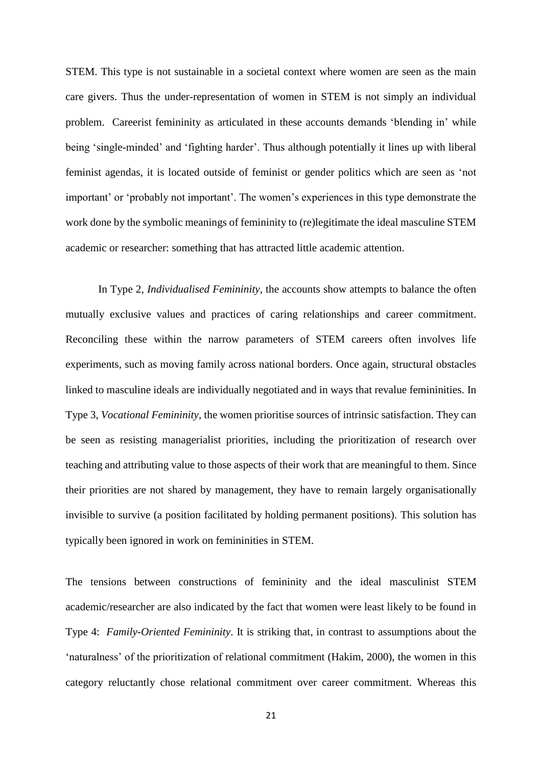STEM. This type is not sustainable in a societal context where women are seen as the main care givers. Thus the under-representation of women in STEM is not simply an individual problem. Careerist femininity as articulated in these accounts demands 'blending in' while being 'single-minded' and 'fighting harder'. Thus although potentially it lines up with liberal feminist agendas, it is located outside of feminist or gender politics which are seen as 'not important' or 'probably not important'. The women's experiences in this type demonstrate the work done by the symbolic meanings of femininity to (re)legitimate the ideal masculine STEM academic or researcher: something that has attracted little academic attention.

In Type 2, *Individualised Femininity*, the accounts show attempts to balance the often mutually exclusive values and practices of caring relationships and career commitment. Reconciling these within the narrow parameters of STEM careers often involves life experiments, such as moving family across national borders. Once again, structural obstacles linked to masculine ideals are individually negotiated and in ways that revalue femininities. In Type 3, *Vocational Femininity*, the women prioritise sources of intrinsic satisfaction. They can be seen as resisting managerialist priorities, including the prioritization of research over teaching and attributing value to those aspects of their work that are meaningful to them. Since their priorities are not shared by management, they have to remain largely organisationally invisible to survive (a position facilitated by holding permanent positions). This solution has typically been ignored in work on femininities in STEM.

The tensions between constructions of femininity and the ideal masculinist STEM academic/researcher are also indicated by the fact that women were least likely to be found in Type 4: *Family-Oriented Femininity*. It is striking that, in contrast to assumptions about the 'naturalness' of the prioritization of relational commitment (Hakim, 2000), the women in this category reluctantly chose relational commitment over career commitment. Whereas this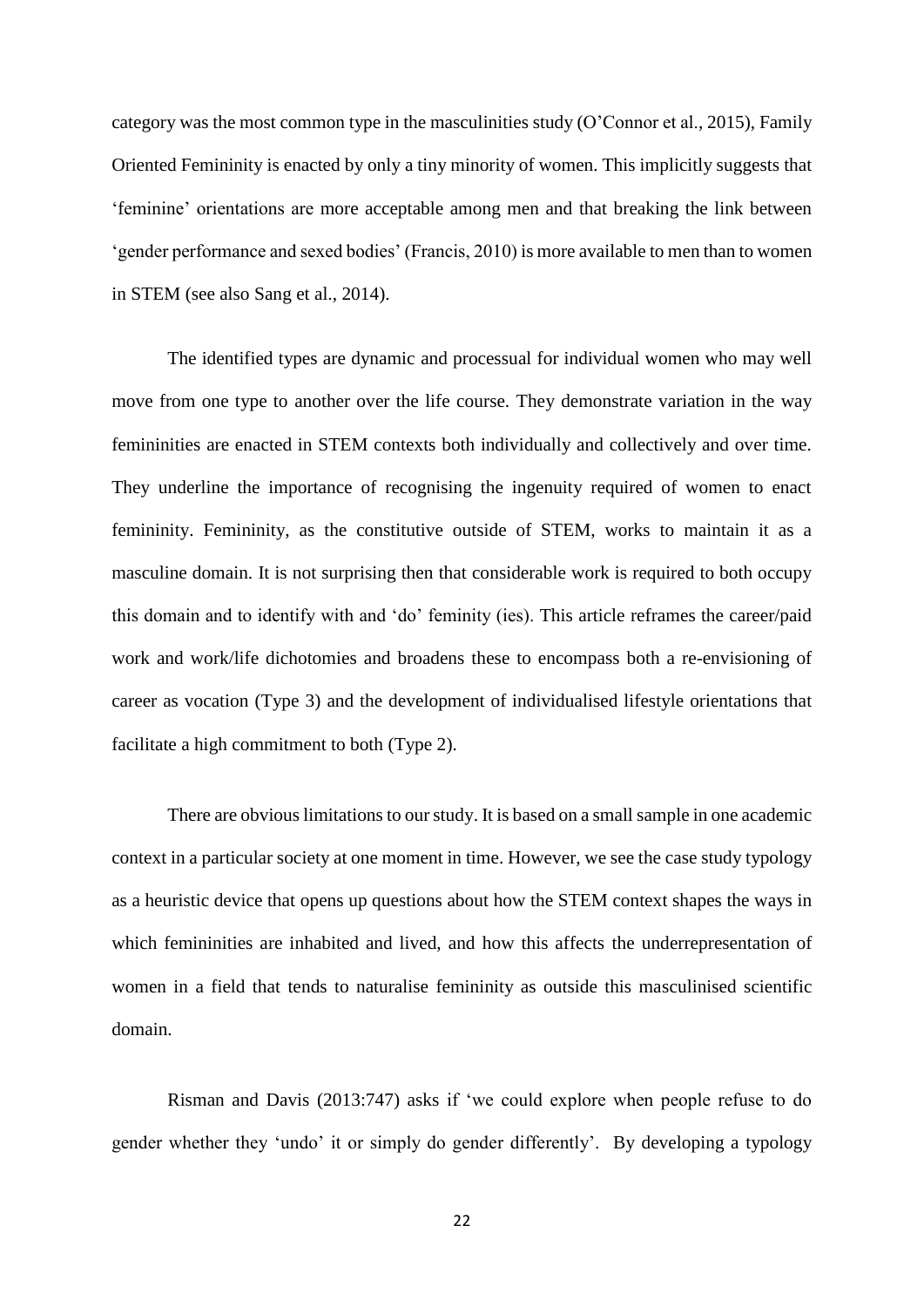category was the most common type in the masculinities study (O'Connor et al., 2015), Family Oriented Femininity is enacted by only a tiny minority of women. This implicitly suggests that 'feminine' orientations are more acceptable among men and that breaking the link between 'gender performance and sexed bodies' (Francis, 2010) is more available to men than to women in STEM (see also Sang et al., 2014).

The identified types are dynamic and processual for individual women who may well move from one type to another over the life course. They demonstrate variation in the way femininities are enacted in STEM contexts both individually and collectively and over time. They underline the importance of recognising the ingenuity required of women to enact femininity. Femininity, as the constitutive outside of STEM, works to maintain it as a masculine domain. It is not surprising then that considerable work is required to both occupy this domain and to identify with and 'do' feminity (ies). This article reframes the career/paid work and work/life dichotomies and broadens these to encompass both a re-envisioning of career as vocation (Type 3) and the development of individualised lifestyle orientations that facilitate a high commitment to both (Type 2).

There are obvious limitations to our study. It is based on a small sample in one academic context in a particular society at one moment in time. However, we see the case study typology as a heuristic device that opens up questions about how the STEM context shapes the ways in which femininities are inhabited and lived, and how this affects the underrepresentation of women in a field that tends to naturalise femininity as outside this masculinised scientific domain.

Risman and Davis (2013:747) asks if 'we could explore when people refuse to do gender whether they 'undo' it or simply do gender differently'. By developing a typology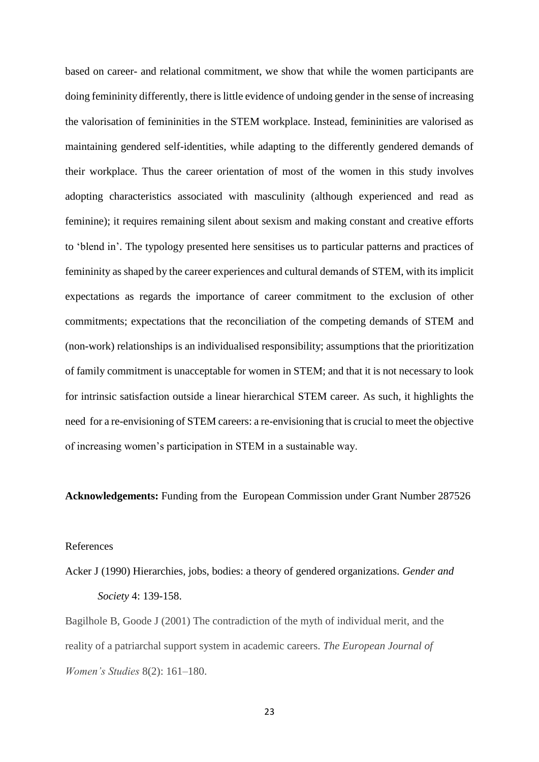based on career- and relational commitment, we show that while the women participants are doing femininity differently, there is little evidence of undoing gender in the sense of increasing the valorisation of femininities in the STEM workplace. Instead, femininities are valorised as maintaining gendered self-identities, while adapting to the differently gendered demands of their workplace. Thus the career orientation of most of the women in this study involves adopting characteristics associated with masculinity (although experienced and read as feminine); it requires remaining silent about sexism and making constant and creative efforts to 'blend in'. The typology presented here sensitises us to particular patterns and practices of femininity as shaped by the career experiences and cultural demands of STEM, with its implicit expectations as regards the importance of career commitment to the exclusion of other commitments; expectations that the reconciliation of the competing demands of STEM and (non-work) relationships is an individualised responsibility; assumptions that the prioritization of family commitment is unacceptable for women in STEM; and that it is not necessary to look for intrinsic satisfaction outside a linear hierarchical STEM career. As such, it highlights the need for a re-envisioning of STEM careers: a re-envisioning that is crucial to meet the objective of increasing women's participation in STEM in a sustainable way.

**Acknowledgements:** Funding from the European Commission under Grant Number 287526

References

Acker J (1990) Hierarchies, jobs, bodies: a theory of gendered organizations. *Gender and Society* 4: 139-158.

Bagilhole B, Goode J (2001) The contradiction of the myth of individual merit, and the reality of a patriarchal support system in academic careers. *The European Journal of Women's Studies* 8(2): 161–180.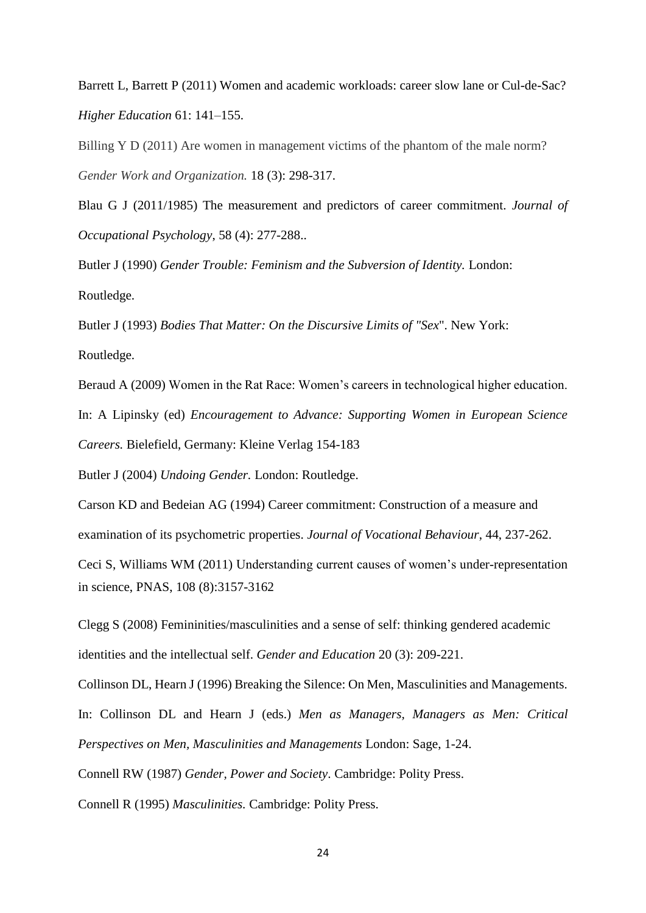Barrett L, Barrett P (2011) Women and academic workloads: career slow lane or Cul-de-Sac? *Higher Education* 61: 141–155.

Billing Y D (2011) Are women in management victims of the phantom of the male norm? *Gender Work and Organization.* 18 (3): 298-317.

Blau G J (2011/1985) The measurement and predictors of career commitment. *Journal of Occupational Psychology*, 58 (4): 277-288..

Butler J (1990) *Gender Trouble: Feminism and the Subversion of Identity.* London: Routledge.

Butler J (1993) *Bodies That Matter: On the Discursive Limits of "Sex*". New York: Routledge.

Beraud A (2009) Women in the Rat Race: Women's careers in technological higher education. In: A Lipinsky (ed) *Encouragement to Advance: Supporting Women in European Science Careers.* Bielefield, Germany: Kleine Verlag 154-183

Butler J (2004) *Undoing Gender.* London: Routledge.

Carson KD and Bedeian AG (1994) Career commitment: Construction of a measure and examination of its psychometric properties. *Journal of Vocational Behaviour*, 44, 237-262.

Ceci S, Williams WM (2011) Understanding current causes of women's under-representation in science, PNAS, 108 (8):3157-3162

Clegg S (2008) Femininities/masculinities and a sense of self: thinking gendered academic identities and the intellectual self. *Gender and Education* 20 (3): 209-221.

Collinson DL, Hearn J (1996) Breaking the Silence: On Men, Masculinities and Managements. In: Collinson DL and Hearn J (eds.) *Men as Managers, Managers as Men: Critical Perspectives on Men, Masculinities and Managements* London: Sage, 1-24.

Connell RW (1987) *Gender, Power and Society*. Cambridge: Polity Press.

Connell R (1995) *Masculinities.* Cambridge: Polity Press.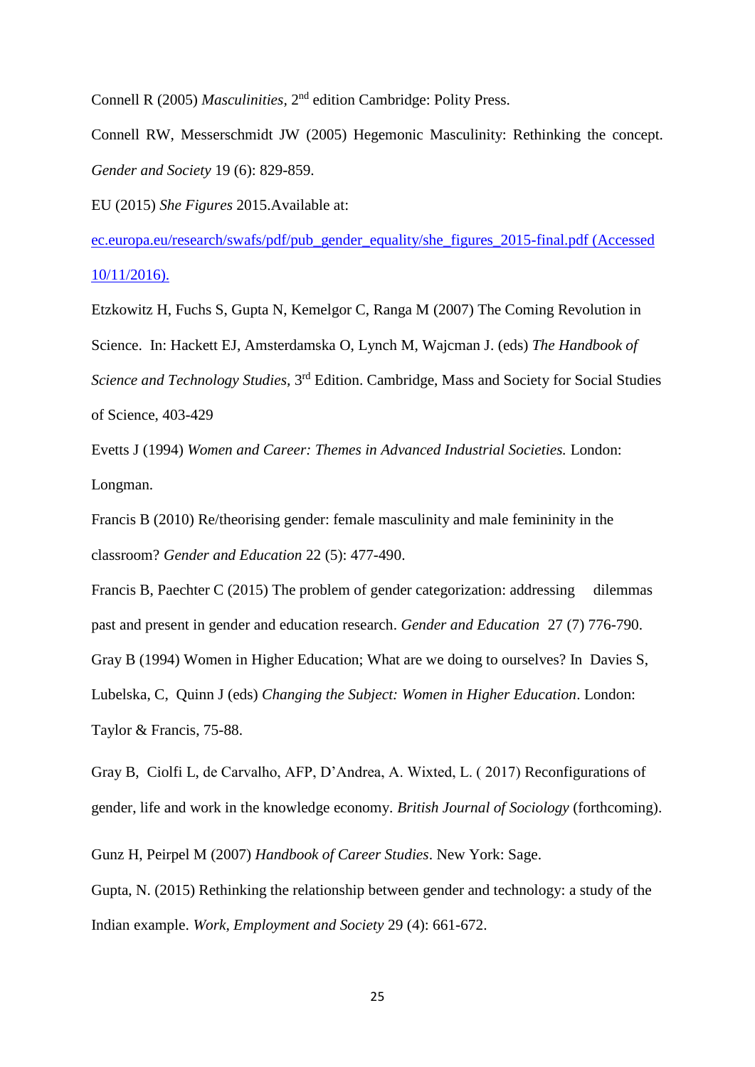Connell R (2005) *Masculinities*, 2nd edition Cambridge: Polity Press.

Connell RW, Messerschmidt JW (2005) Hegemonic Masculinity: Rethinking the concept. *Gender and Society* 19 (6): 829-859.

EU (2015) *She Figures* 2015.Available at:

ec.europa.eu/research/swafs/pdf/pub_gender_equality/she_figures_2015-final.pdf (Accessed 10/11/2016).

Etzkowitz H, Fuchs S, Gupta N, Kemelgor C, Ranga M (2007) The Coming Revolution in Science. In: Hackett EJ, Amsterdamska O, Lynch M, Wajcman J. (eds) *The Handbook of Science and Technology Studies*, 3rd Edition. Cambridge, Mass and Society for Social Studies of Science, 403-429

Evetts J (1994) *Women and Career: Themes in Advanced Industrial Societies.* London: Longman.

Francis B (2010) Re/theorising gender: female masculinity and male femininity in the classroom? *Gender and Education* 22 (5): 477-490.

Francis B, Paechter C (2015) The problem of gender categorization: addressing dilemmas past and present in gender and education research. *Gender and Education* 27 (7) 776-790.

Gray B (1994) Women in Higher Education; What are we doing to ourselves? In Davies S, Lubelska, C, Quinn J (eds) *Changing the Subject: Women in Higher Education*. London: Taylor & Francis, 75-88.

Gray B, Ciolfi L, de Carvalho, AFP, D'Andrea, A. Wixted, L. ( 2017) Reconfigurations of gender, life and work in the knowledge economy. *British Journal of Sociology* (forthcoming).

Gunz H, Peirpel M (2007) *Handbook of Career Studies*. New York: Sage.

Gupta, N. (2015) Rethinking the relationship between gender and technology: a study of the Indian example. *Work, Employment and Society* 29 (4): 661-672.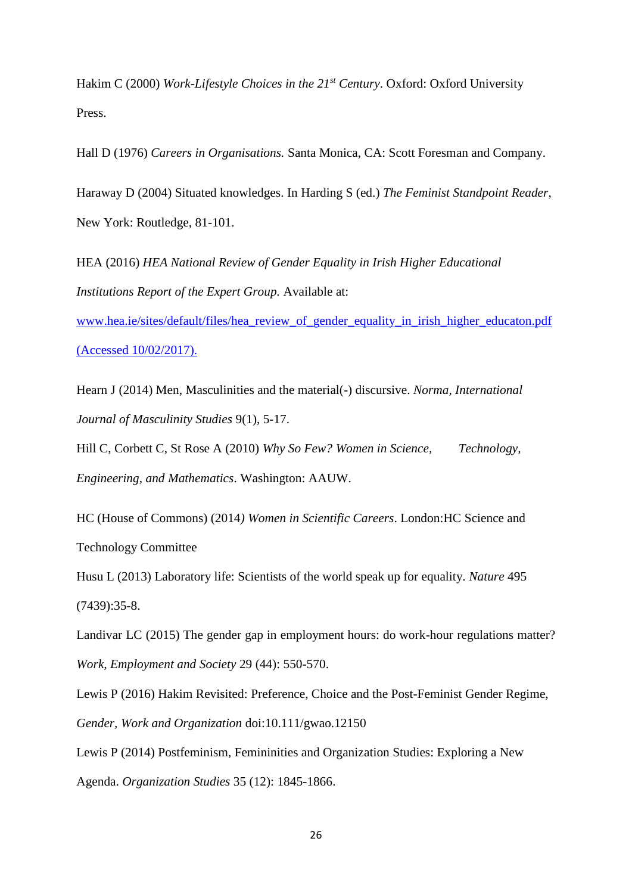Hakim C (2000) *Work-Lifestyle Choices in the 21st Century*. Oxford: Oxford University Press.

Hall D (1976) *Careers in Organisations.* Santa Monica, CA: Scott Foresman and Company.

Haraway D (2004) Situated knowledges. In Harding S (ed.) *The Feminist Standpoint Reader*, New York: Routledge, 81-101.

HEA (2016) *HEA National Review of Gender Equality in Irish Higher Educational Institutions Report of the Expert Group.* Available at: [www.hea.ie/sites/default/files/hea_review_of_gender_equality_in_irish_higher_educaton.pdf (Accessed 10/02/2017).](www.hea.ie/sites/default/files/hea_review_of_gender_equality_in_irish_higher_educaton.pdf)

Hearn J (2014) Men, Masculinities and the material(-) discursive. *Norma, International Journal of Masculinity Studies* 9(1), 5-17.

Hill C, Corbett C, St Rose A (2010) *Why So Few? Women in Science, Technology, Engineering, and Mathematics*. Washington: AAUW.

HC (House of Commons) (2014*) Women in Scientific Careers*. London:HC Science and Technology Committee

Husu L (2013) Laboratory life: Scientists of the world speak up for equality. *Nature* 495 (7439):35-8.

Landivar LC (2015) The gender gap in employment hours: do work-hour regulations matter? *Work, Employment and Society* 29 (44): 550-570.

Lewis P (2016) Hakim Revisited: Preference, Choice and the Post-Feminist Gender Regime, *Gender, Work and Organization* doi:10.111/gwao.12150

Lewis P (2014) Postfeminism, Femininities and Organization Studies: Exploring a New Agenda. *Organization Studies* 35 (12): 1845-1866.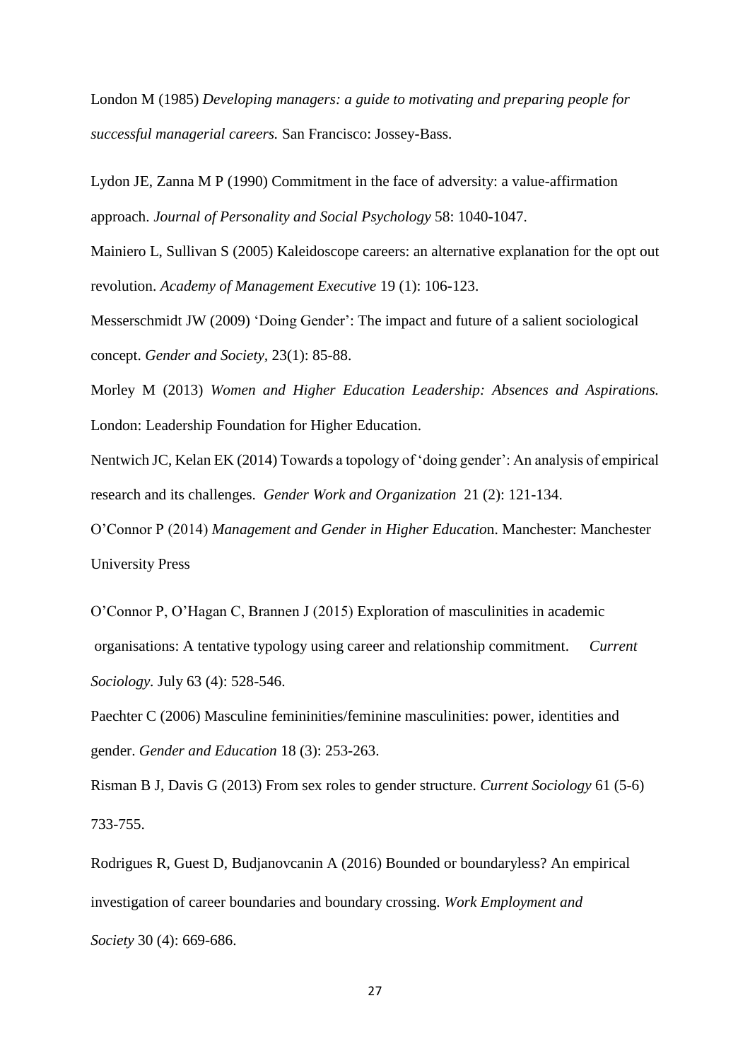London M (1985) *Developing managers: a guide to motivating and preparing people for successful managerial careers.* San Francisco: Jossey-Bass.

Lydon JE, Zanna M P (1990) Commitment in the face of adversity: a value-affirmation approach. *Journal of Personality and Social Psychology* 58: 1040-1047.

Mainiero L, Sullivan S (2005) Kaleidoscope careers: an alternative explanation for the opt out revolution. *Academy of Management Executive* 19 (1): 106-123.

Messerschmidt JW (2009) 'Doing Gender': The impact and future of a salient sociological concept. *Gender and Society*, 23(1): 85-88.

Morley M (2013) *Women and Higher Education Leadership: Absences and Aspirations.* London: Leadership Foundation for Higher Education.

Nentwich JC, Kelan EK (2014) Towards a topology of 'doing gender': An analysis of empirical research and its challenges. *Gender Work and Organization* 21 (2): 121-134.

O'Connor P (2014) *Management and Gender in Higher Education*. Manchester: Manchester University Press

O'Connor P, O'Hagan C, Brannen J (2015) Exploration of masculinities in academic organisations: A tentative typology using career and relationship commitment. *Current Sociology*. July 63 (4): 528-546.

Paechter C (2006) Masculine femininities/feminine masculinities: power, identities and gender. *Gender and Education* 18 (3): 253-263.

Risman B J, Davis G (2013) From sex roles to gender structure. *Current Sociology* 61 (5-6) 733-755.

Rodrigues R, Guest D, Budjanovcanin A (2016) Bounded or boundaryless? An empirical investigation of career boundaries and boundary crossing. *Work Employment and Society* 30 (4): 669-686.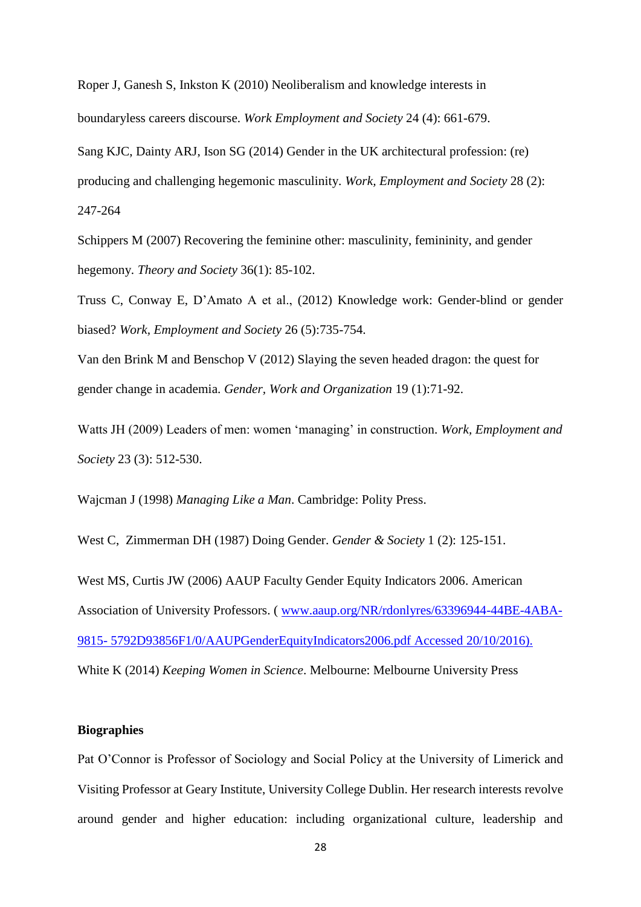Roper J, Ganesh S, Inkston K (2010) Neoliberalism and knowledge interests in boundaryless careers discourse. *Work Employment and Society* 24 (4): 661-679.

Sang KJC, Dainty ARJ, Ison SG (2014) Gender in the UK architectural profession: (re) producing and challenging hegemonic masculinity. *Work, Employment and Society* 28 (2): 247-264

Schippers M (2007) Recovering the feminine other: masculinity, femininity, and gender hegemony. *Theory and Society* 36(1): 85-102.

Truss C, Conway E, D'Amato A et al., (2012) Knowledge work: Gender-blind or gender biased? *Work, Employment and Society* 26 (5):735-754.

Van den Brink M and Benschop V (2012) Slaying the seven headed dragon: the quest for gender change in academia. *Gender, Work and Organization* 19 (1):71-92.

Watts JH (2009) Leaders of men: women 'managing' in construction. *Work, Employment and Society* 23 (3): 512-530.

Wajcman J (1998) *Managing Like a Man*. Cambridge: Polity Press.

West C, Zimmerman DH (1987) Doing Gender. *Gender & Society* 1 (2): 125-151.

West MS, Curtis JW (2006) AAUP Faculty Gender Equity Indicators 2006. American Association of University Professors. ( www.aaup.org/NR/rdonlyres/63396944-44BE-4ABA-9815- 5792D93856F1/0/AAUPGenderEquityIndicators2006.pdf Accessed 20/10/2016).

White K (2014) *Keeping Women in Science*. Melbourne: Melbourne University Press

**Biographies**

Pat O'Connor is Professor of Sociology and Social Policy at the University of Limerick and Visiting Professor at Geary Institute, University College Dublin. Her research interests revolve around gender and higher education: including organizational culture, leadership and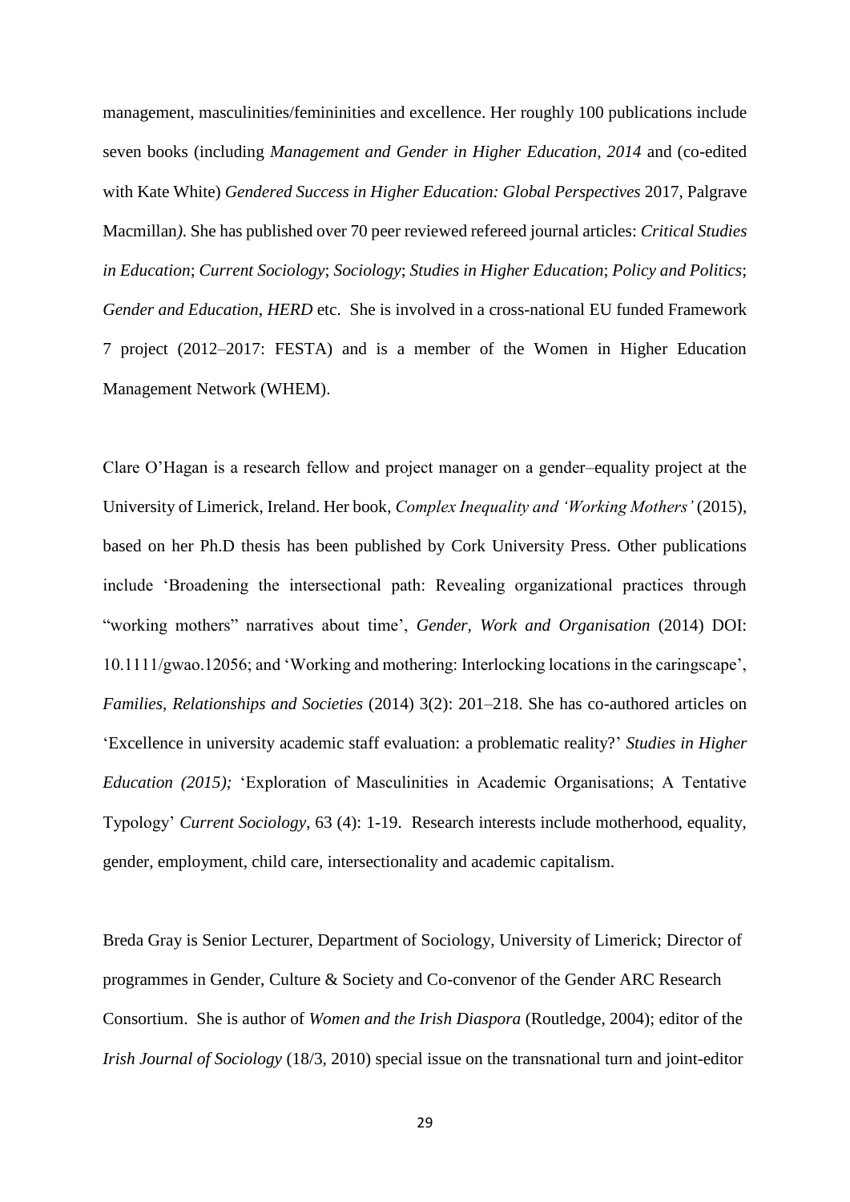management, masculinities/femininities and excellence. Her roughly 100 publications include seven books (including *Management and Gender in Higher Education, 2014* and (co-edited with Kate White) *Gendered Success in Higher Education: Global Perspectives* 2017, Palgrave Macmillan*).* She has published over 70 peer reviewed refereed journal articles: *Critical Studies in Education*; *Current Sociology*; *Sociology*; *Studies in Higher Education*; *Policy and Politics*; *Gender and Education*, *HERD* etc. She is involved in a cross-national EU funded Framework 7 project (2012–2017: FESTA) and is a member of the Women in Higher Education Management Network (WHEM).

Clare O'Hagan is a research fellow and project manager on a gender–equality project at the University of Limerick, Ireland. Her book, *Complex Inequality and 'Working Mothers'* (2015), based on her Ph.D thesis has been published by Cork University Press. Other publications include 'Broadening the intersectional path: Revealing organizational practices through "working mothers" narratives about time', *Gender, Work and Organisation* (2014) DOI: 10.1111/gwao.12056; and 'Working and mothering: Interlocking locations in the caringscape', *Families, Relationships and Societies* (2014) 3(2): 201–218. She has co-authored articles on 'Excellence in university academic staff evaluation: a problematic reality?' *Studies in Higher Education (2015);* 'Exploration of Masculinities in Academic Organisations; A Tentative Typology' *Current Sociology*, 63 (4): 1-19. Research interests include motherhood, equality, gender, employment, child care, intersectionality and academic capitalism.

Breda Gray is Senior Lecturer, Department of Sociology, University of Limerick; Director of programmes in Gender, Culture & Society and Co-convenor of the Gender ARC Research Consortium. She is author of *Women and the Irish Diaspora* (Routledge, 2004); editor of the *Irish Journal of Sociology* (18/3, 2010) special issue on the transnational turn and joint-editor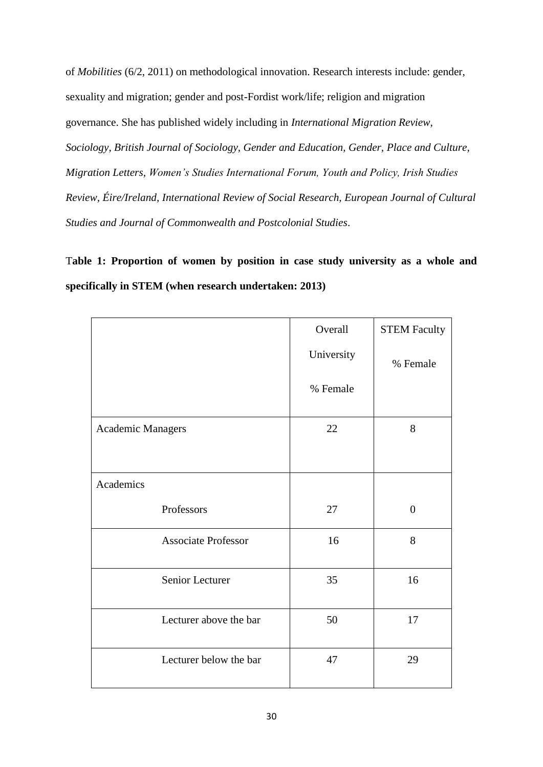of *Mobilities* (6/2, 2011) on methodological innovation. Research interests include: gender, sexuality and migration; gender and post-Fordist work/life; religion and migration governance. She has published widely including in *International Migration Review, Sociology, British Journal of Sociology, Gender and Education, Gender, Place and Culture, Migration Letters, Women's Studies International Forum, Youth and Policy, Irish Studies Review, Éire/Ireland, International Review of Social Research, European Journal of Cultural Studies and Journal of Commonwealth and Postcolonial Studies*.

**Table 1: Proportion of women by position in case study university as a whole and specifically in STEM (when research undertaken: 2013)**

| | Overall University % Female | STEM Faculty % Female |
|---|---|---|
| Academic Managers | 22 | 8 |
| Academics | | |
| Professors | 27 | 0 |
| Associate Professor | 16 | 8 |
| Senior Lecturer | 35 | 16 |
| Lecturer above the bar | 50 | 17 |
| Lecturer below the bar | 47 | 29 |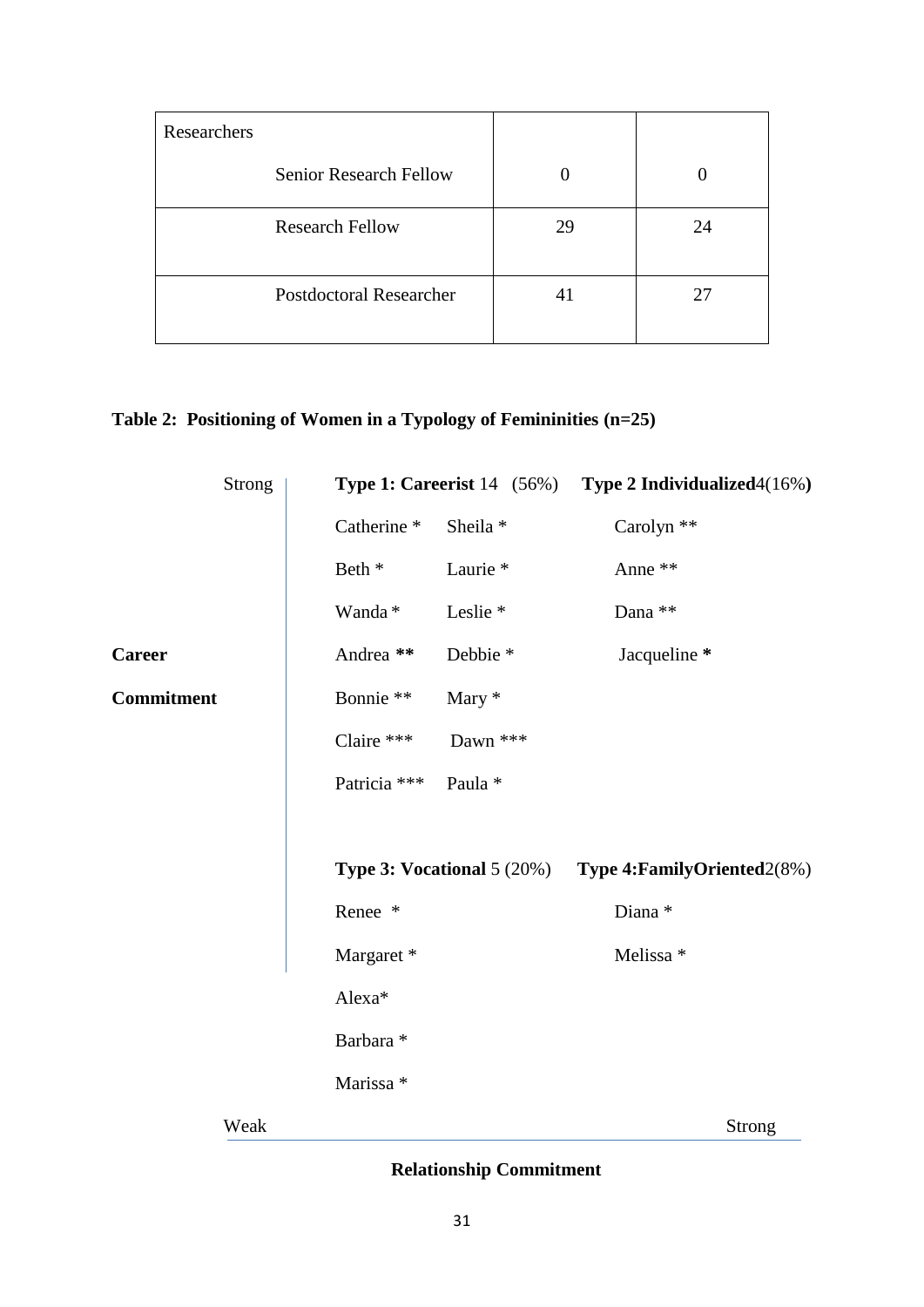| Researchers | | |
|---|---|---|
| Senior Research Fellow | 0 | 0 |
| Research Fellow | 29 | 24 |
| Postdoctoral Researcher | 41 | 27 |

**Table 2: Positioning of Women in a Typology of Femininities (n=25)**

| Career Commitment | Relationship Commitment: Weak | | Relationship Commitment: Strong |
|---|---|---|---|
| **Strong** | **Type 1: Careerist** 14 (56%) | | **Type 2 Individualized** 4(16%) |
| | Catherine * | Sheila * | Carolyn ** |
| | Beth * | Laurie * | Anne ** |
| | Wanda * | Leslie * | Dana ** |
| | Andrea ** | Debbie * | Jacqueline * |
| | Bonnie ** | Mary * | |
| | Claire *** | Dawn *** | |
| | Patricia *** | Paula * | |
| **Weak** | **Type 3: Vocational** 5 (20%) | | **Type 4: FamilyOriented** 2(8%) |
| | Renee * | | Diana * |
| | Margaret * | | Melissa * |
| | Alexa* | | |
| | Barbara * | | |
| | Marissa * | | |

**Relationship Commitment**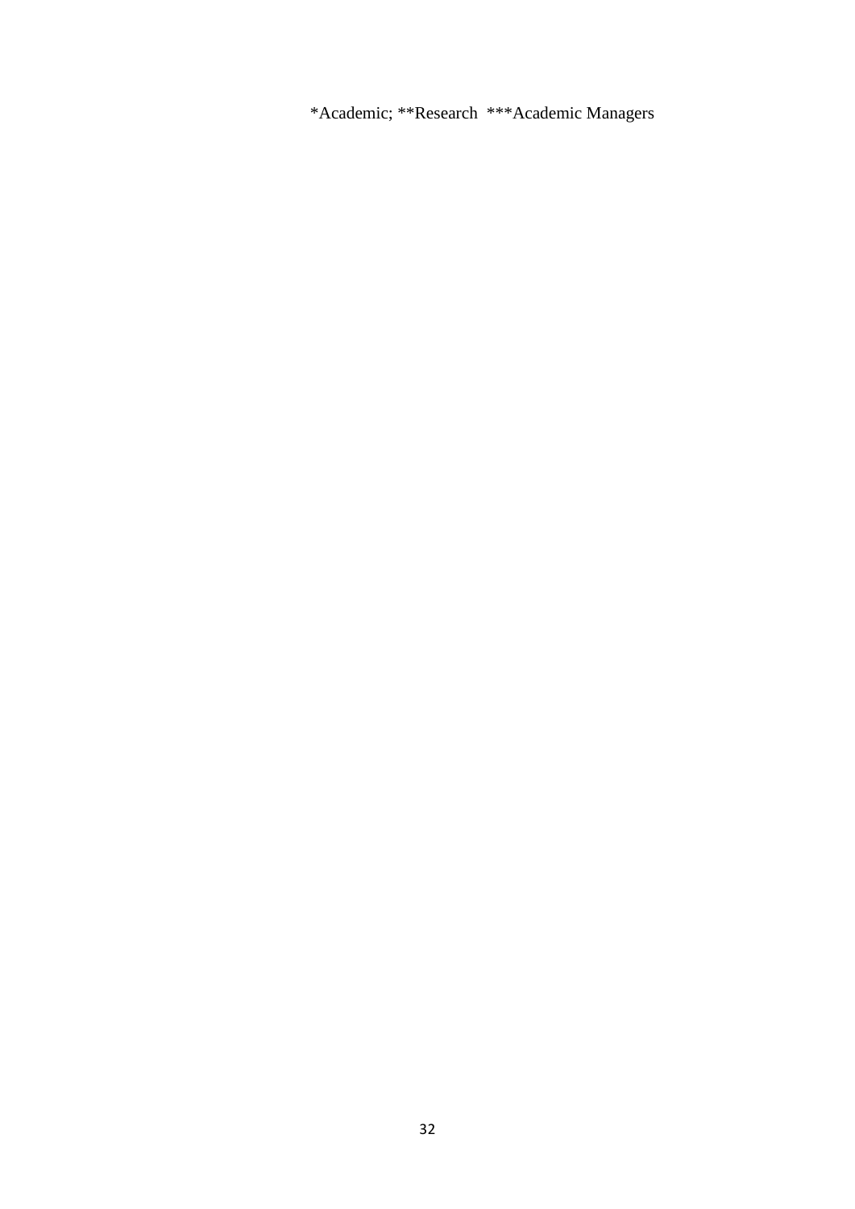*Academic; **Research ***Academic Managers